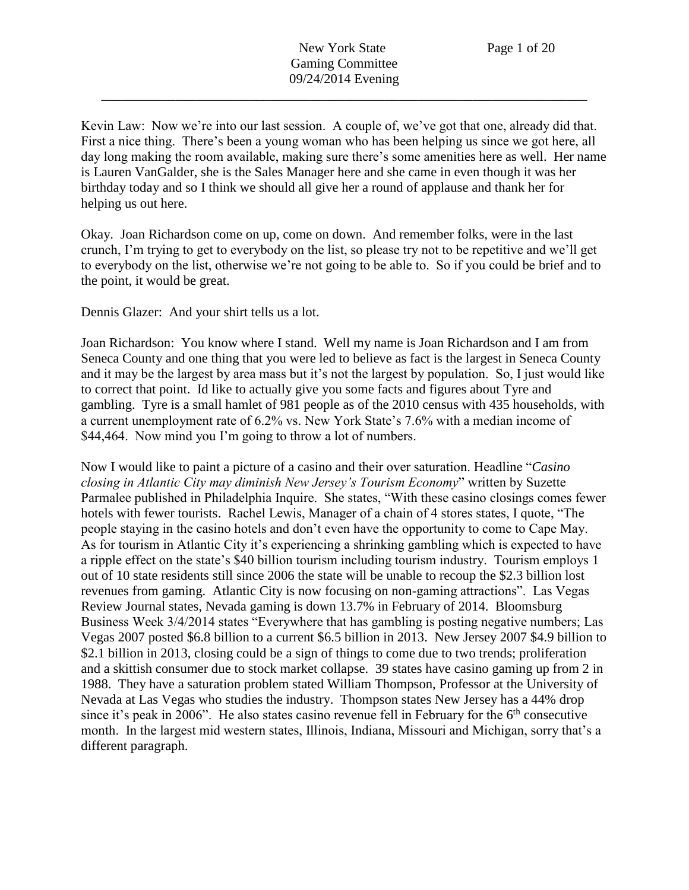Kevin Law: Now we're into our last session. A couple of, we've got that one, already did that. First a nice thing. There's been a young woman who has been helping us since we got here, all day long making the room available, making sure there's some amenities here as well. Her name is Lauren VanGalder, she is the Sales Manager here and she came in even though it was her birthday today and so I think we should all give her a round of applause and thank her for helping us out here.

Okay. Joan Richardson come on up, come on down. And remember folks, were in the last crunch, I'm trying to get to everybody on the list, so please try not to be repetitive and we'll get to everybody on the list, otherwise we're not going to be able to. So if you could be brief and to the point, it would be great.

Dennis Glazer: And your shirt tells us a lot.

Joan Richardson: You know where I stand. Well my name is Joan Richardson and I am from Seneca County and one thing that you were led to believe as fact is the largest in Seneca County and it may be the largest by area mass but it's not the largest by population. So, I just would like to correct that point. Id like to actually give you some facts and figures about Tyre and gambling. Tyre is a small hamlet of 981 people as of the 2010 census with 435 households, with a current unemployment rate of 6.2% vs. New York State's 7.6% with a median income of $44,464. Now mind you I'm going to throw a lot of numbers.

Now I would like to paint a picture of a casino and their over saturation. Headline "*Casino closing in Atlantic City may diminish New Jersey's Tourism Economy*" written by Suzette Parmalee published in Philadelphia Inquire. She states, "With these casino closings comes fewer hotels with fewer tourists. Rachel Lewis, Manager of a chain of 4 stores states, I quote, "The people staying in the casino hotels and don't even have the opportunity to come to Cape May. As for tourism in Atlantic City it's experiencing a shrinking gambling which is expected to have a ripple effect on the state's $40 billion tourism including tourism industry. Tourism employs 1 out of 10 state residents still since 2006 the state will be unable to recoup the $2.3 billion lost revenues from gaming. Atlantic City is now focusing on non-gaming attractions". Las Vegas Review Journal states, Nevada gaming is down 13.7% in February of 2014. Bloomsburg Business Week 3/4/2014 states "Everywhere that has gambling is posting negative numbers; Las Vegas 2007 posted $6.8 billion to a current $6.5 billion in 2013. New Jersey 2007 $4.9 billion to $2.1 billion in 2013, closing could be a sign of things to come due to two trends; proliferation and a skittish consumer due to stock market collapse. 39 states have casino gaming up from 2 in 1988. They have a saturation problem stated William Thompson, Professor at the University of Nevada at Las Vegas who studies the industry. Thompson states New Jersey has a 44% drop since it's peak in 2006". He also states casino revenue fell in February for the 6th consecutive month. In the largest mid western states, Illinois, Indiana, Missouri and Michigan, sorry that's a different paragraph.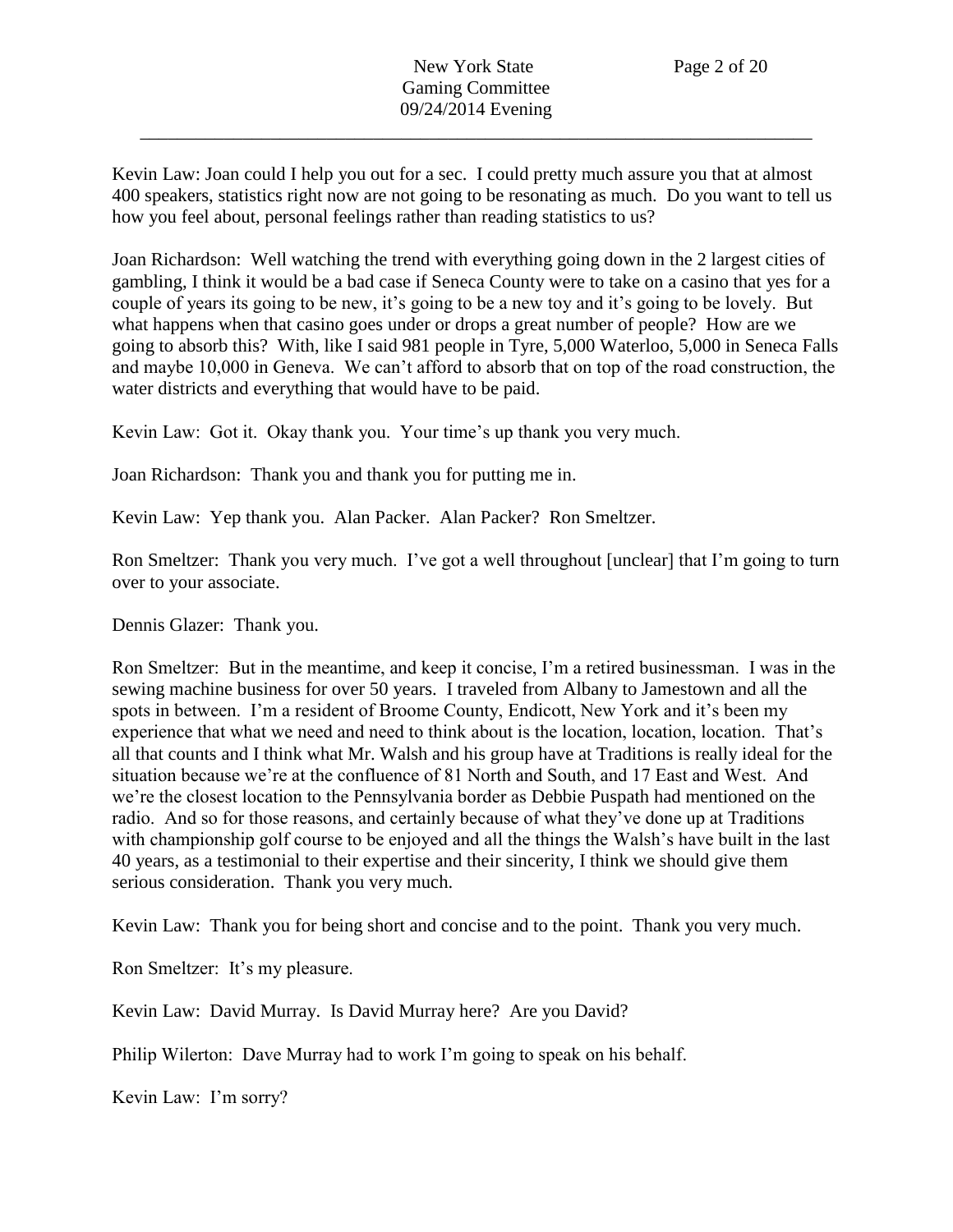Kevin Law: Joan could I help you out for a sec. I could pretty much assure you that at almost 400 speakers, statistics right now are not going to be resonating as much. Do you want to tell us how you feel about, personal feelings rather than reading statistics to us?

Joan Richardson: Well watching the trend with everything going down in the 2 largest cities of gambling, I think it would be a bad case if Seneca County were to take on a casino that yes for a couple of years its going to be new, it's going to be a new toy and it's going to be lovely. But what happens when that casino goes under or drops a great number of people? How are we going to absorb this? With, like I said 981 people in Tyre, 5,000 Waterloo, 5,000 in Seneca Falls and maybe 10,000 in Geneva. We can't afford to absorb that on top of the road construction, the water districts and everything that would have to be paid.

Kevin Law: Got it. Okay thank you. Your time's up thank you very much.

Joan Richardson: Thank you and thank you for putting me in.

Kevin Law: Yep thank you. Alan Packer. Alan Packer? Ron Smeltzer.

Ron Smeltzer: Thank you very much. I've got a well throughout [unclear] that I'm going to turn over to your associate.

Dennis Glazer: Thank you.

Ron Smeltzer: But in the meantime, and keep it concise, I'm a retired businessman. I was in the sewing machine business for over 50 years. I traveled from Albany to Jamestown and all the spots in between. I'm a resident of Broome County, Endicott, New York and it's been my experience that what we need and need to think about is the location, location, location. That's all that counts and I think what Mr. Walsh and his group have at Traditions is really ideal for the situation because we're at the confluence of 81 North and South, and 17 East and West. And we're the closest location to the Pennsylvania border as Debbie Puspath had mentioned on the radio. And so for those reasons, and certainly because of what they've done up at Traditions with championship golf course to be enjoyed and all the things the Walsh's have built in the last 40 years, as a testimonial to their expertise and their sincerity, I think we should give them serious consideration. Thank you very much.

Kevin Law: Thank you for being short and concise and to the point. Thank you very much.

Ron Smeltzer: It's my pleasure.

Kevin Law: David Murray. Is David Murray here? Are you David?

Philip Wilerton: Dave Murray had to work I'm going to speak on his behalf.

Kevin Law: I'm sorry?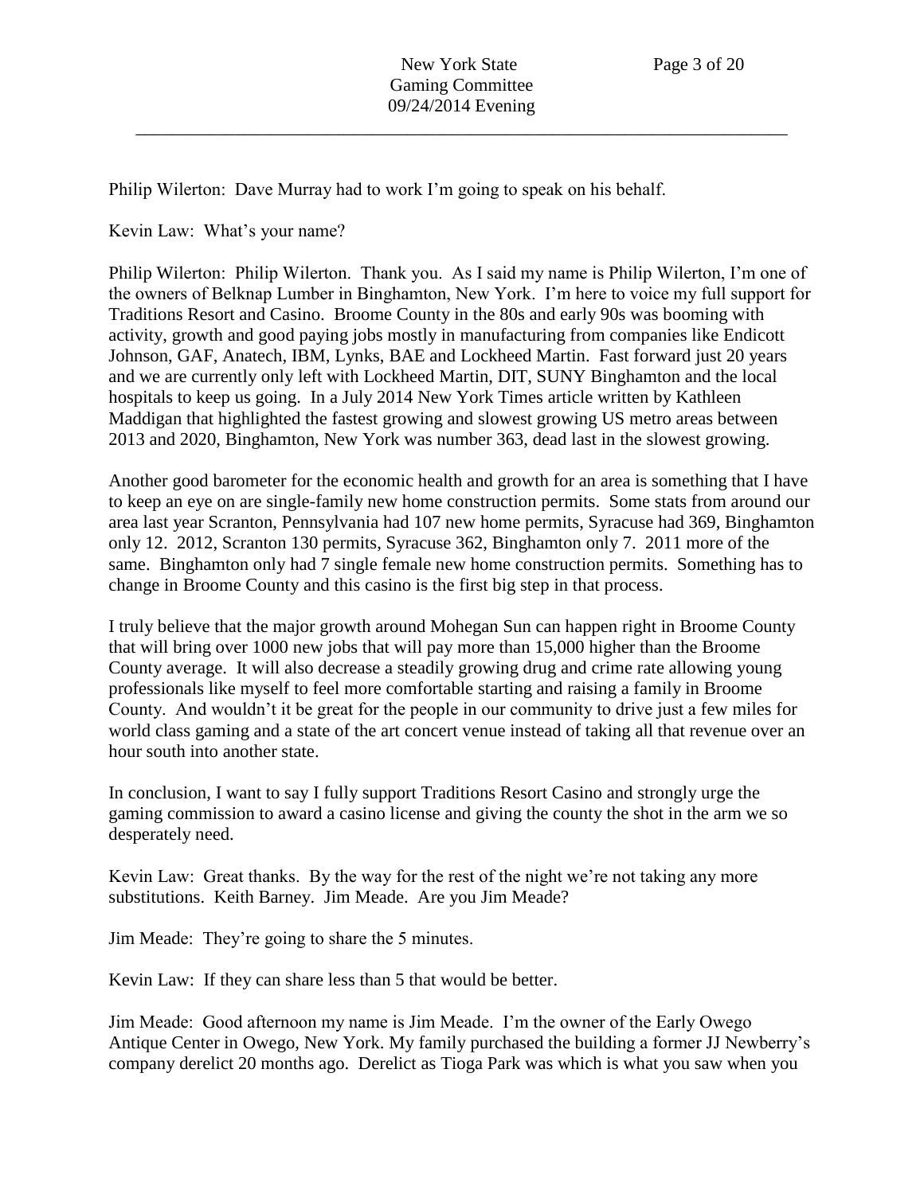Philip Wilerton: Dave Murray had to work I'm going to speak on his behalf.

Kevin Law: What's your name?

Philip Wilerton: Philip Wilerton. Thank you. As I said my name is Philip Wilerton, I'm one of the owners of Belknap Lumber in Binghamton, New York. I'm here to voice my full support for Traditions Resort and Casino. Broome County in the 80s and early 90s was booming with activity, growth and good paying jobs mostly in manufacturing from companies like Endicott Johnson, GAF, Anatech, IBM, Lynks, BAE and Lockheed Martin. Fast forward just 20 years and we are currently only left with Lockheed Martin, DIT, SUNY Binghamton and the local hospitals to keep us going. In a July 2014 New York Times article written by Kathleen Maddigan that highlighted the fastest growing and slowest growing US metro areas between 2013 and 2020, Binghamton, New York was number 363, dead last in the slowest growing.

Another good barometer for the economic health and growth for an area is something that I have to keep an eye on are single-family new home construction permits. Some stats from around our area last year Scranton, Pennsylvania had 107 new home permits, Syracuse had 369, Binghamton only 12. 2012, Scranton 130 permits, Syracuse 362, Binghamton only 7. 2011 more of the same. Binghamton only had 7 single female new home construction permits. Something has to change in Broome County and this casino is the first big step in that process.

I truly believe that the major growth around Mohegan Sun can happen right in Broome County that will bring over 1000 new jobs that will pay more than 15,000 higher than the Broome County average. It will also decrease a steadily growing drug and crime rate allowing young professionals like myself to feel more comfortable starting and raising a family in Broome County. And wouldn't it be great for the people in our community to drive just a few miles for world class gaming and a state of the art concert venue instead of taking all that revenue over an hour south into another state.

In conclusion, I want to say I fully support Traditions Resort Casino and strongly urge the gaming commission to award a casino license and giving the county the shot in the arm we so desperately need.

Kevin Law: Great thanks. By the way for the rest of the night we're not taking any more substitutions. Keith Barney. Jim Meade. Are you Jim Meade?

Jim Meade: They're going to share the 5 minutes.

Kevin Law: If they can share less than 5 that would be better.

Jim Meade: Good afternoon my name is Jim Meade. I'm the owner of the Early Owego Antique Center in Owego, New York. My family purchased the building a former JJ Newberry's company derelict 20 months ago. Derelict as Tioga Park was which is what you saw when you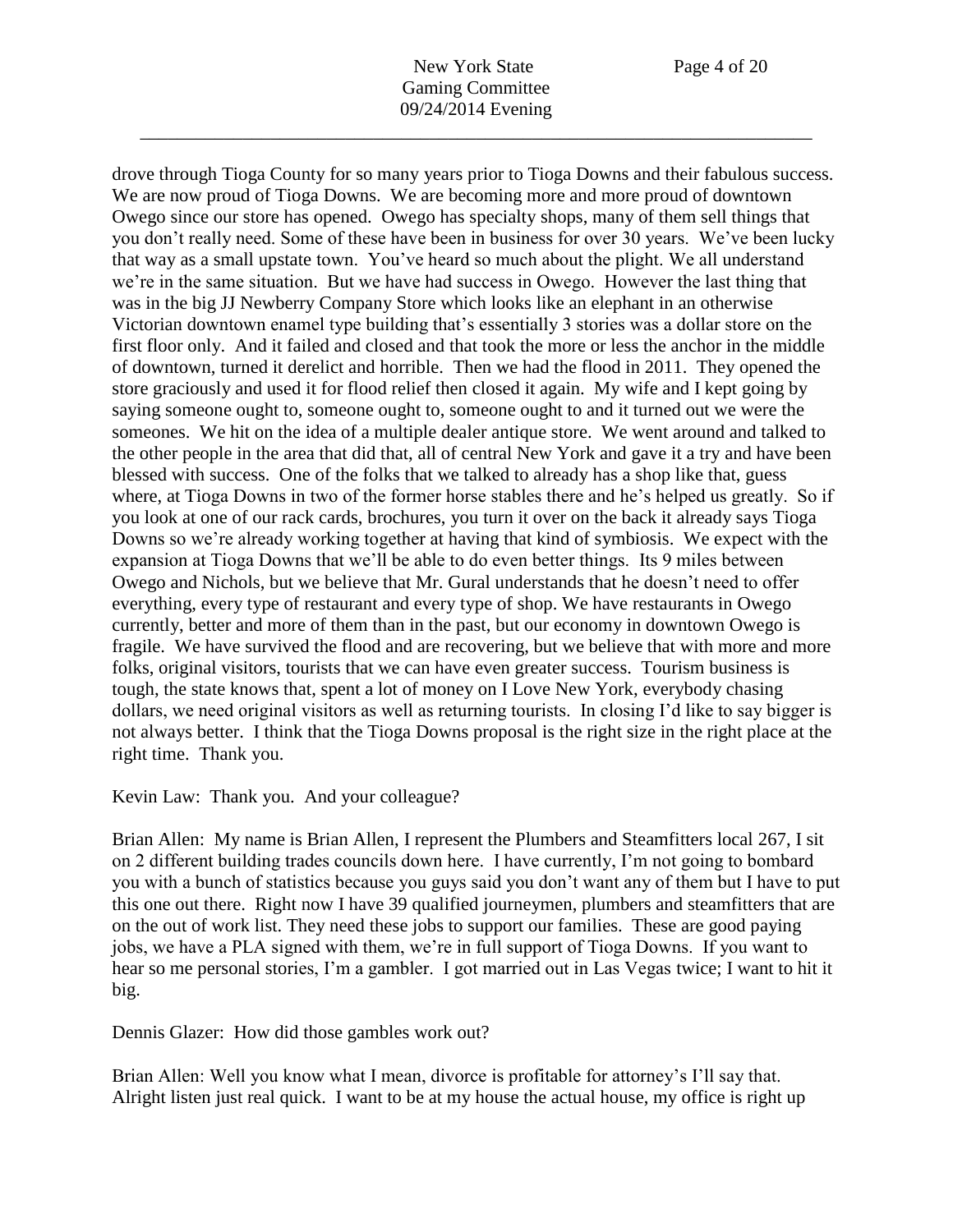drove through Tioga County for so many years prior to Tioga Downs and their fabulous success. We are now proud of Tioga Downs. We are becoming more and more proud of downtown Owego since our store has opened. Owego has specialty shops, many of them sell things that you don't really need. Some of these have been in business for over 30 years. We've been lucky that way as a small upstate town. You've heard so much about the plight. We all understand we're in the same situation. But we have had success in Owego. However the last thing that was in the big JJ Newberry Company Store which looks like an elephant in an otherwise Victorian downtown enamel type building that's essentially 3 stories was a dollar store on the first floor only. And it failed and closed and that took the more or less the anchor in the middle of downtown, turned it derelict and horrible. Then we had the flood in 2011. They opened the store graciously and used it for flood relief then closed it again. My wife and I kept going by saying someone ought to, someone ought to, someone ought to and it turned out we were the someones. We hit on the idea of a multiple dealer antique store. We went around and talked to the other people in the area that did that, all of central New York and gave it a try and have been blessed with success. One of the folks that we talked to already has a shop like that, guess where, at Tioga Downs in two of the former horse stables there and he's helped us greatly. So if you look at one of our rack cards, brochures, you turn it over on the back it already says Tioga Downs so we're already working together at having that kind of symbiosis. We expect with the expansion at Tioga Downs that we'll be able to do even better things. Its 9 miles between Owego and Nichols, but we believe that Mr. Gural understands that he doesn't need to offer everything, every type of restaurant and every type of shop. We have restaurants in Owego currently, better and more of them than in the past, but our economy in downtown Owego is fragile. We have survived the flood and are recovering, but we believe that with more and more folks, original visitors, tourists that we can have even greater success. Tourism business is tough, the state knows that, spent a lot of money on I Love New York, everybody chasing dollars, we need original visitors as well as returning tourists. In closing I'd like to say bigger is not always better. I think that the Tioga Downs proposal is the right size in the right place at the right time. Thank you.

Kevin Law: Thank you. And your colleague?

Brian Allen: My name is Brian Allen, I represent the Plumbers and Steamfitters local 267, I sit on 2 different building trades councils down here. I have currently, I'm not going to bombard you with a bunch of statistics because you guys said you don't want any of them but I have to put this one out there. Right now I have 39 qualified journeymen, plumbers and steamfitters that are on the out of work list. They need these jobs to support our families. These are good paying jobs, we have a PLA signed with them, we're in full support of Tioga Downs. If you want to hear so me personal stories, I'm a gambler. I got married out in Las Vegas twice; I want to hit it big.

Dennis Glazer: How did those gambles work out?

Brian Allen: Well you know what I mean, divorce is profitable for attorney's I'll say that. Alright listen just real quick. I want to be at my house the actual house, my office is right up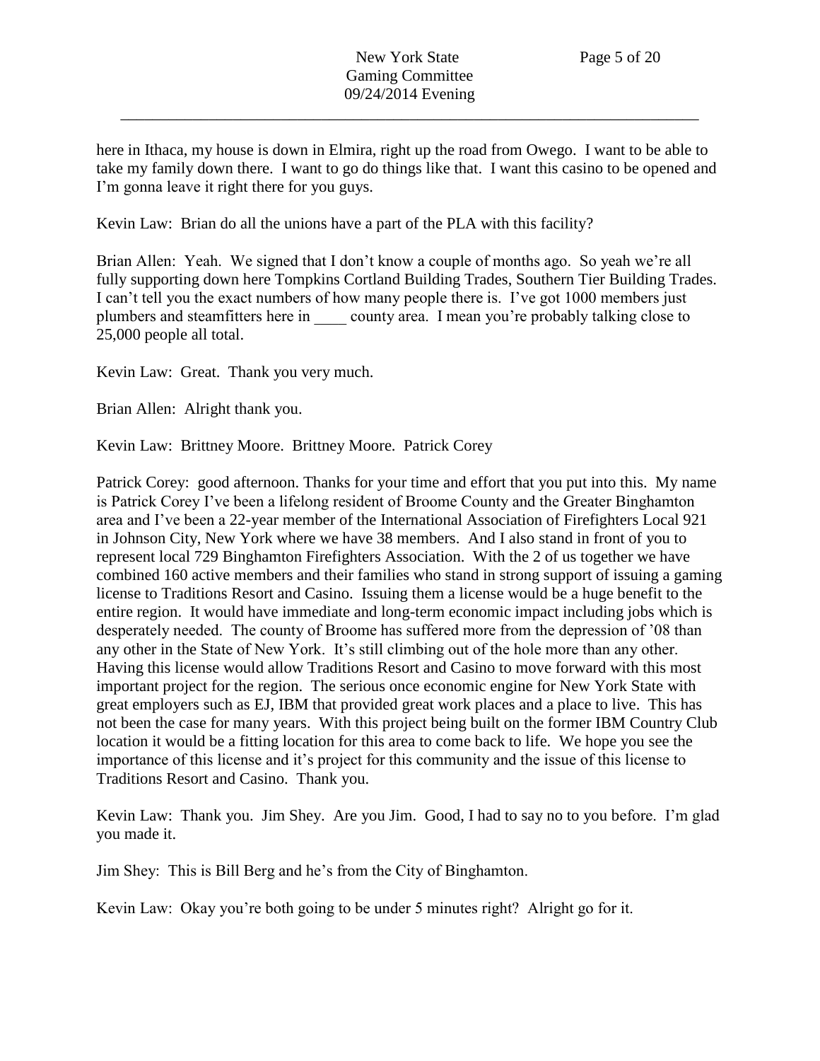here in Ithaca, my house is down in Elmira, right up the road from Owego. I want to be able to take my family down there. I want to go do things like that. I want this casino to be opened and I'm gonna leave it right there for you guys.

Kevin Law: Brian do all the unions have a part of the PLA with this facility?

Brian Allen: Yeah. We signed that I don't know a couple of months ago. So yeah we're all fully supporting down here Tompkins Cortland Building Trades, Southern Tier Building Trades. I can't tell you the exact numbers of how many people there is. I've got 1000 members just plumbers and steamfitters here in ____ county area. I mean you're probably talking close to 25,000 people all total.

Kevin Law: Great. Thank you very much.

Brian Allen: Alright thank you.

Kevin Law: Brittney Moore. Brittney Moore. Patrick Corey

Patrick Corey: good afternoon. Thanks for your time and effort that you put into this. My name is Patrick Corey I've been a lifelong resident of Broome County and the Greater Binghamton area and I've been a 22-year member of the International Association of Firefighters Local 921 in Johnson City, New York where we have 38 members. And I also stand in front of you to represent local 729 Binghamton Firefighters Association. With the 2 of us together we have combined 160 active members and their families who stand in strong support of issuing a gaming license to Traditions Resort and Casino. Issuing them a license would be a huge benefit to the entire region. It would have immediate and long-term economic impact including jobs which is desperately needed. The county of Broome has suffered more from the depression of '08 than any other in the State of New York. It's still climbing out of the hole more than any other. Having this license would allow Traditions Resort and Casino to move forward with this most important project for the region. The serious once economic engine for New York State with great employers such as EJ, IBM that provided great work places and a place to live. This has not been the case for many years. With this project being built on the former IBM Country Club location it would be a fitting location for this area to come back to life. We hope you see the importance of this license and it's project for this community and the issue of this license to Traditions Resort and Casino. Thank you.

Kevin Law: Thank you. Jim Shey. Are you Jim. Good, I had to say no to you before. I'm glad you made it.

Jim Shey: This is Bill Berg and he's from the City of Binghamton.

Kevin Law: Okay you're both going to be under 5 minutes right? Alright go for it.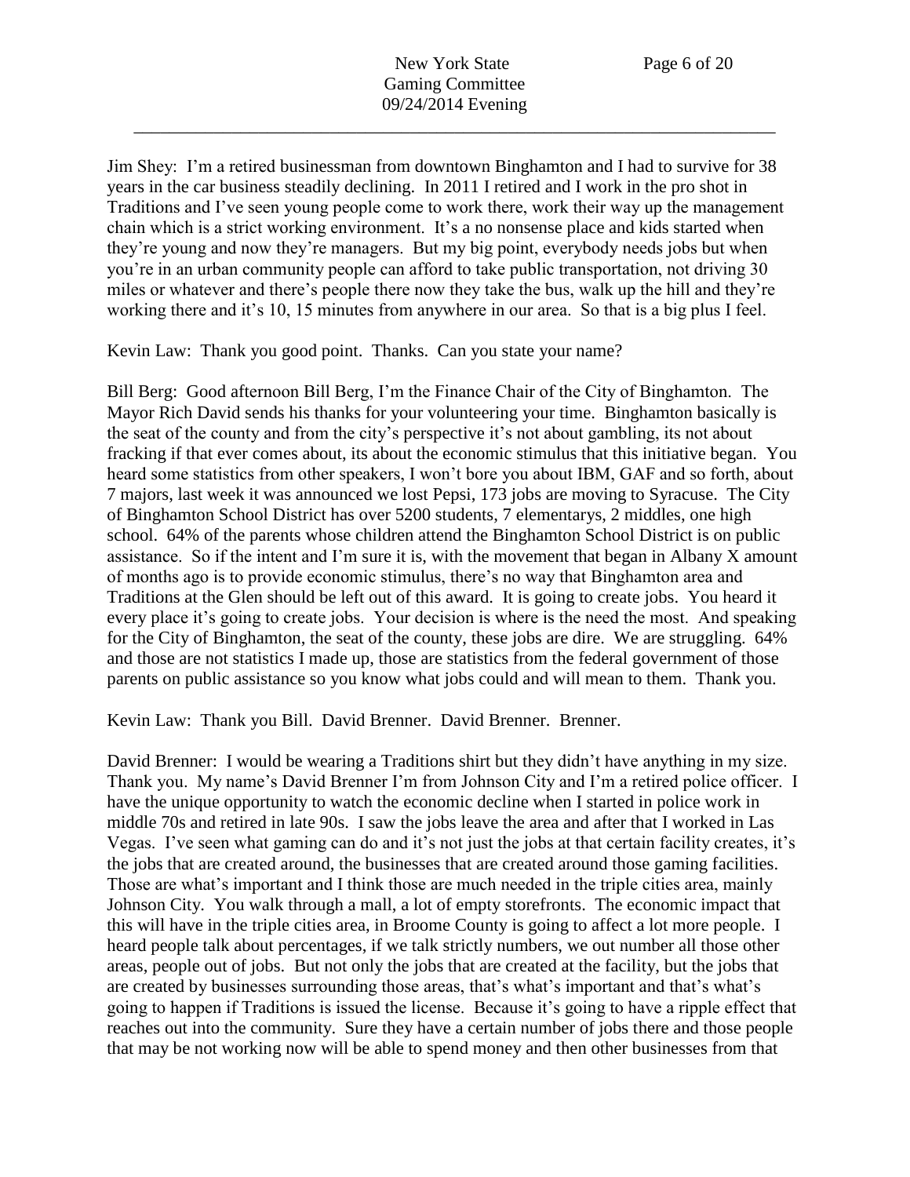Jim Shey: I'm a retired businessman from downtown Binghamton and I had to survive for 38 years in the car business steadily declining. In 2011 I retired and I work in the pro shot in Traditions and I've seen young people come to work there, work their way up the management chain which is a strict working environment. It's a no nonsense place and kids started when they're young and now they're managers. But my big point, everybody needs jobs but when you're in an urban community people can afford to take public transportation, not driving 30 miles or whatever and there's people there now they take the bus, walk up the hill and they're working there and it's 10, 15 minutes from anywhere in our area. So that is a big plus I feel.

Kevin Law: Thank you good point. Thanks. Can you state your name?

Bill Berg: Good afternoon Bill Berg, I'm the Finance Chair of the City of Binghamton. The Mayor Rich David sends his thanks for your volunteering your time. Binghamton basically is the seat of the county and from the city's perspective it's not about gambling, its not about fracking if that ever comes about, its about the economic stimulus that this initiative began. You heard some statistics from other speakers, I won't bore you about IBM, GAF and so forth, about 7 majors, last week it was announced we lost Pepsi, 173 jobs are moving to Syracuse. The City of Binghamton School District has over 5200 students, 7 elementarys, 2 middles, one high school. 64% of the parents whose children attend the Binghamton School District is on public assistance. So if the intent and I'm sure it is, with the movement that began in Albany X amount of months ago is to provide economic stimulus, there's no way that Binghamton area and Traditions at the Glen should be left out of this award. It is going to create jobs. You heard it every place it's going to create jobs. Your decision is where is the need the most. And speaking for the City of Binghamton, the seat of the county, these jobs are dire. We are struggling. 64% and those are not statistics I made up, those are statistics from the federal government of those parents on public assistance so you know what jobs could and will mean to them. Thank you.

Kevin Law: Thank you Bill. David Brenner. David Brenner. Brenner.

David Brenner: I would be wearing a Traditions shirt but they didn't have anything in my size. Thank you. My name's David Brenner I'm from Johnson City and I'm a retired police officer. I have the unique opportunity to watch the economic decline when I started in police work in middle 70s and retired in late 90s. I saw the jobs leave the area and after that I worked in Las Vegas. I've seen what gaming can do and it's not just the jobs at that certain facility creates, it's the jobs that are created around, the businesses that are created around those gaming facilities. Those are what's important and I think those are much needed in the triple cities area, mainly Johnson City. You walk through a mall, a lot of empty storefronts. The economic impact that this will have in the triple cities area, in Broome County is going to affect a lot more people. I heard people talk about percentages, if we talk strictly numbers, we out number all those other areas, people out of jobs. But not only the jobs that are created at the facility, but the jobs that are created by businesses surrounding those areas, that's what's important and that's what's going to happen if Traditions is issued the license. Because it's going to have a ripple effect that reaches out into the community. Sure they have a certain number of jobs there and those people that may be not working now will be able to spend money and then other businesses from that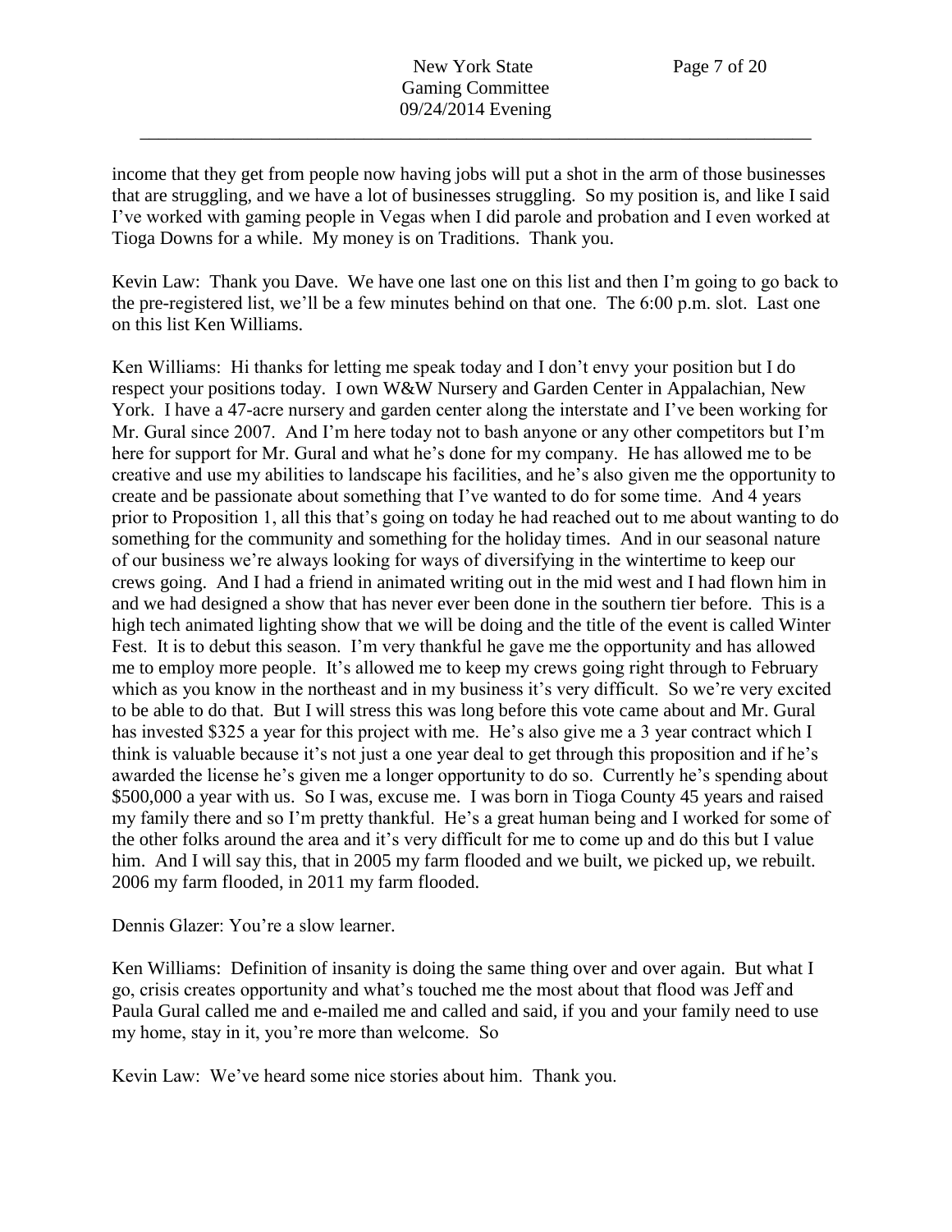income that they get from people now having jobs will put a shot in the arm of those businesses that are struggling, and we have a lot of businesses struggling. So my position is, and like I said I've worked with gaming people in Vegas when I did parole and probation and I even worked at Tioga Downs for a while. My money is on Traditions. Thank you.

Kevin Law: Thank you Dave. We have one last one on this list and then I'm going to go back to the pre-registered list, we'll be a few minutes behind on that one. The 6:00 p.m. slot. Last one on this list Ken Williams.

Ken Williams: Hi thanks for letting me speak today and I don't envy your position but I do respect your positions today. I own W&W Nursery and Garden Center in Appalachian, New York. I have a 47-acre nursery and garden center along the interstate and I've been working for Mr. Gural since 2007. And I'm here today not to bash anyone or any other competitors but I'm here for support for Mr. Gural and what he's done for my company. He has allowed me to be creative and use my abilities to landscape his facilities, and he's also given me the opportunity to create and be passionate about something that I've wanted to do for some time. And 4 years prior to Proposition 1, all this that's going on today he had reached out to me about wanting to do something for the community and something for the holiday times. And in our seasonal nature of our business we're always looking for ways of diversifying in the wintertime to keep our crews going. And I had a friend in animated writing out in the mid west and I had flown him in and we had designed a show that has never ever been done in the southern tier before. This is a high tech animated lighting show that we will be doing and the title of the event is called Winter Fest. It is to debut this season. I'm very thankful he gave me the opportunity and has allowed me to employ more people. It's allowed me to keep my crews going right through to February which as you know in the northeast and in my business it's very difficult. So we're very excited to be able to do that. But I will stress this was long before this vote came about and Mr. Gural has invested $325 a year for this project with me. He's also give me a 3 year contract which I think is valuable because it's not just a one year deal to get through this proposition and if he's awarded the license he's given me a longer opportunity to do so. Currently he's spending about $500,000 a year with us. So I was, excuse me. I was born in Tioga County 45 years and raised my family there and so I'm pretty thankful. He's a great human being and I worked for some of the other folks around the area and it's very difficult for me to come up and do this but I value him. And I will say this, that in 2005 my farm flooded and we built, we picked up, we rebuilt. 2006 my farm flooded, in 2011 my farm flooded.

Dennis Glazer: You're a slow learner.

Ken Williams: Definition of insanity is doing the same thing over and over again. But what I go, crisis creates opportunity and what's touched me the most about that flood was Jeff and Paula Gural called me and e-mailed me and called and said, if you and your family need to use my home, stay in it, you're more than welcome. So

Kevin Law: We've heard some nice stories about him. Thank you.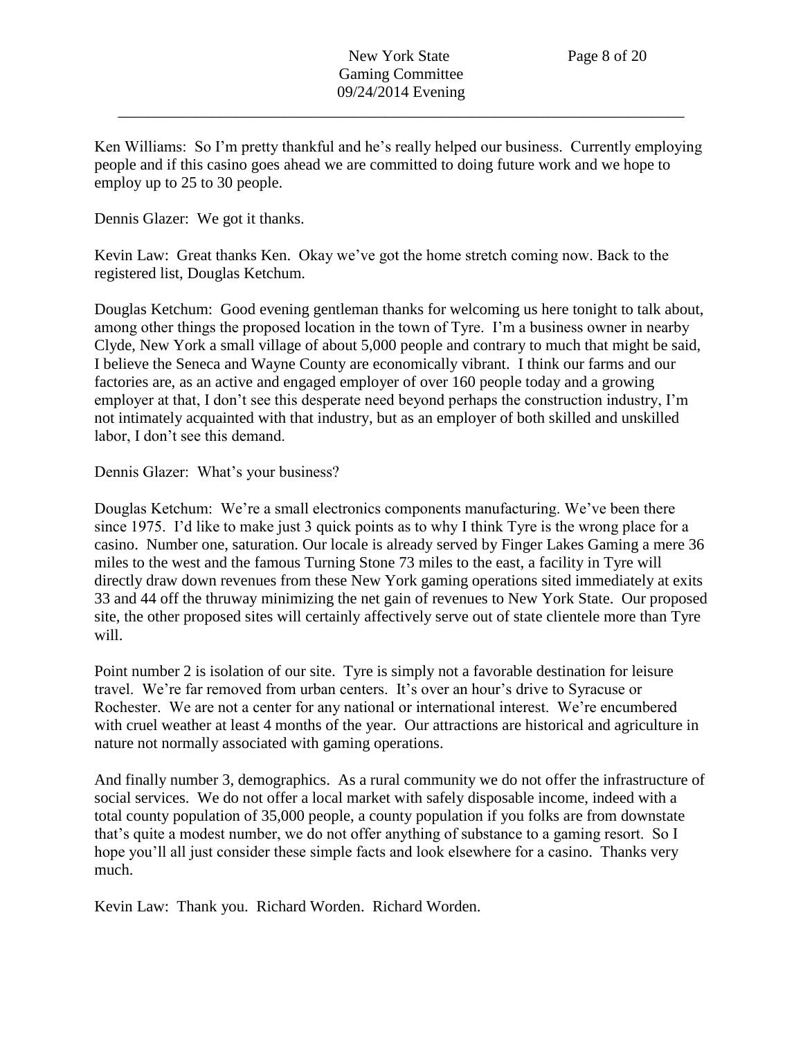Ken Williams: So I'm pretty thankful and he's really helped our business. Currently employing people and if this casino goes ahead we are committed to doing future work and we hope to employ up to 25 to 30 people.

Dennis Glazer: We got it thanks.

Kevin Law: Great thanks Ken. Okay we've got the home stretch coming now. Back to the registered list, Douglas Ketchum.

Douglas Ketchum: Good evening gentleman thanks for welcoming us here tonight to talk about, among other things the proposed location in the town of Tyre. I'm a business owner in nearby Clyde, New York a small village of about 5,000 people and contrary to much that might be said, I believe the Seneca and Wayne County are economically vibrant. I think our farms and our factories are, as an active and engaged employer of over 160 people today and a growing employer at that, I don't see this desperate need beyond perhaps the construction industry, I'm not intimately acquainted with that industry, but as an employer of both skilled and unskilled labor, I don't see this demand.

Dennis Glazer: What's your business?

Douglas Ketchum: We're a small electronics components manufacturing. We've been there since 1975. I'd like to make just 3 quick points as to why I think Tyre is the wrong place for a casino. Number one, saturation. Our locale is already served by Finger Lakes Gaming a mere 36 miles to the west and the famous Turning Stone 73 miles to the east, a facility in Tyre will directly draw down revenues from these New York gaming operations sited immediately at exits 33 and 44 off the thruway minimizing the net gain of revenues to New York State. Our proposed site, the other proposed sites will certainly affectively serve out of state clientele more than Tyre will.

Point number 2 is isolation of our site. Tyre is simply not a favorable destination for leisure travel. We're far removed from urban centers. It's over an hour's drive to Syracuse or Rochester. We are not a center for any national or international interest. We're encumbered with cruel weather at least 4 months of the year. Our attractions are historical and agriculture in nature not normally associated with gaming operations.

And finally number 3, demographics. As a rural community we do not offer the infrastructure of social services. We do not offer a local market with safely disposable income, indeed with a total county population of 35,000 people, a county population if you folks are from downstate that's quite a modest number, we do not offer anything of substance to a gaming resort. So I hope you'll all just consider these simple facts and look elsewhere for a casino. Thanks very much.

Kevin Law: Thank you. Richard Worden. Richard Worden.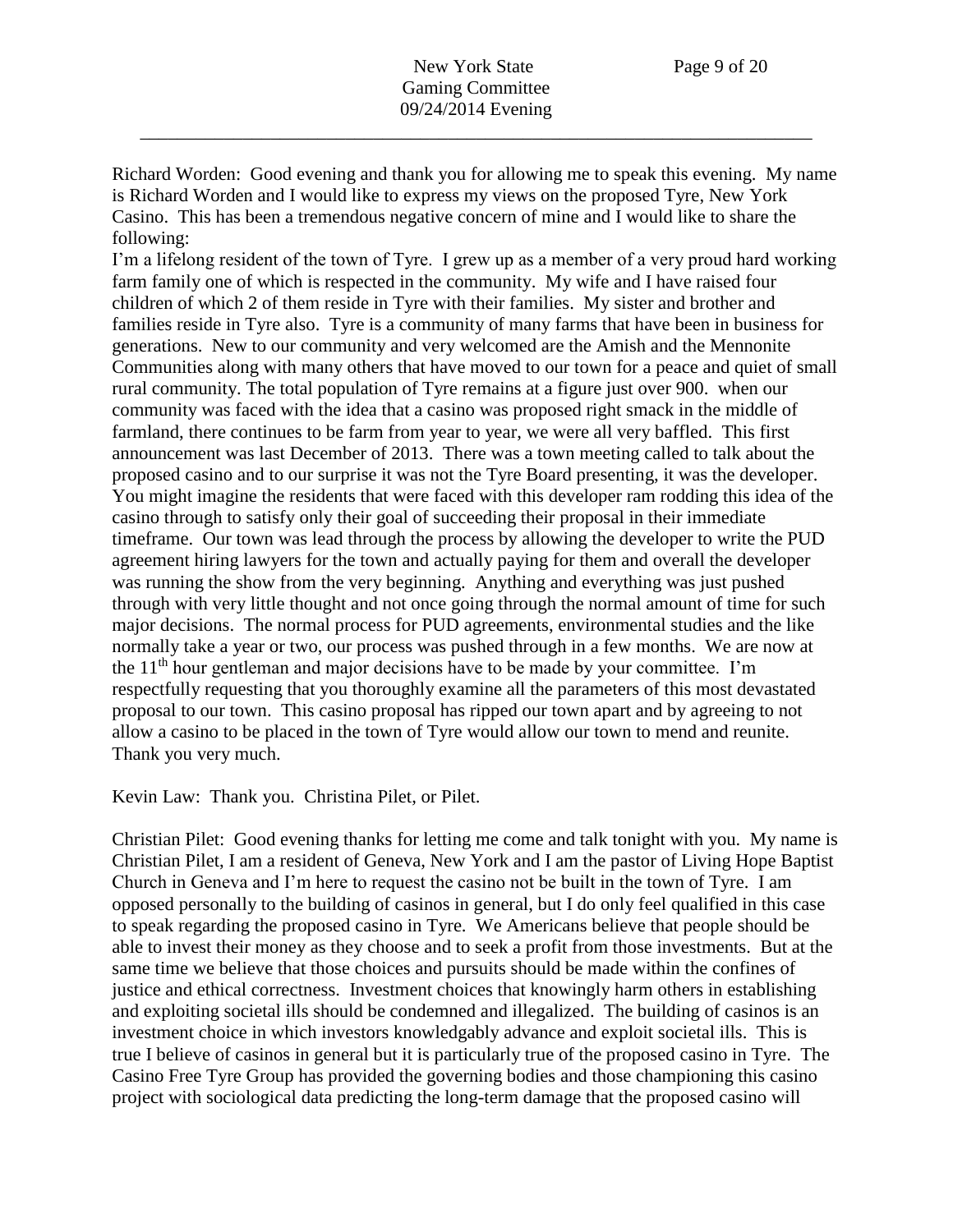Richard Worden: Good evening and thank you for allowing me to speak this evening. My name is Richard Worden and I would like to express my views on the proposed Tyre, New York Casino. This has been a tremendous negative concern of mine and I would like to share the following:

I'm a lifelong resident of the town of Tyre. I grew up as a member of a very proud hard working farm family one of which is respected in the community. My wife and I have raised four children of which 2 of them reside in Tyre with their families. My sister and brother and families reside in Tyre also. Tyre is a community of many farms that have been in business for generations. New to our community and very welcomed are the Amish and the Mennonite Communities along with many others that have moved to our town for a peace and quiet of small rural community. The total population of Tyre remains at a figure just over 900. when our community was faced with the idea that a casino was proposed right smack in the middle of farmland, there continues to be farm from year to year, we were all very baffled. This first announcement was last December of 2013. There was a town meeting called to talk about the proposed casino and to our surprise it was not the Tyre Board presenting, it was the developer. You might imagine the residents that were faced with this developer ram rodding this idea of the casino through to satisfy only their goal of succeeding their proposal in their immediate timeframe. Our town was lead through the process by allowing the developer to write the PUD agreement hiring lawyers for the town and actually paying for them and overall the developer was running the show from the very beginning. Anything and everything was just pushed through with very little thought and not once going through the normal amount of time for such major decisions. The normal process for PUD agreements, environmental studies and the like normally take a year or two, our process was pushed through in a few months. We are now at the 11th hour gentleman and major decisions have to be made by your committee. I'm respectfully requesting that you thoroughly examine all the parameters of this most devastated proposal to our town. This casino proposal has ripped our town apart and by agreeing to not allow a casino to be placed in the town of Tyre would allow our town to mend and reunite. Thank you very much.

Kevin Law: Thank you. Christina Pilet, or Pilet.

Christian Pilet: Good evening thanks for letting me come and talk tonight with you. My name is Christian Pilet, I am a resident of Geneva, New York and I am the pastor of Living Hope Baptist Church in Geneva and I'm here to request the casino not be built in the town of Tyre. I am opposed personally to the building of casinos in general, but I do only feel qualified in this case to speak regarding the proposed casino in Tyre. We Americans believe that people should be able to invest their money as they choose and to seek a profit from those investments. But at the same time we believe that those choices and pursuits should be made within the confines of justice and ethical correctness. Investment choices that knowingly harm others in establishing and exploiting societal ills should be condemned and illegalized. The building of casinos is an investment choice in which investors knowledgably advance and exploit societal ills. This is true I believe of casinos in general but it is particularly true of the proposed casino in Tyre. The Casino Free Tyre Group has provided the governing bodies and those championing this casino project with sociological data predicting the long-term damage that the proposed casino will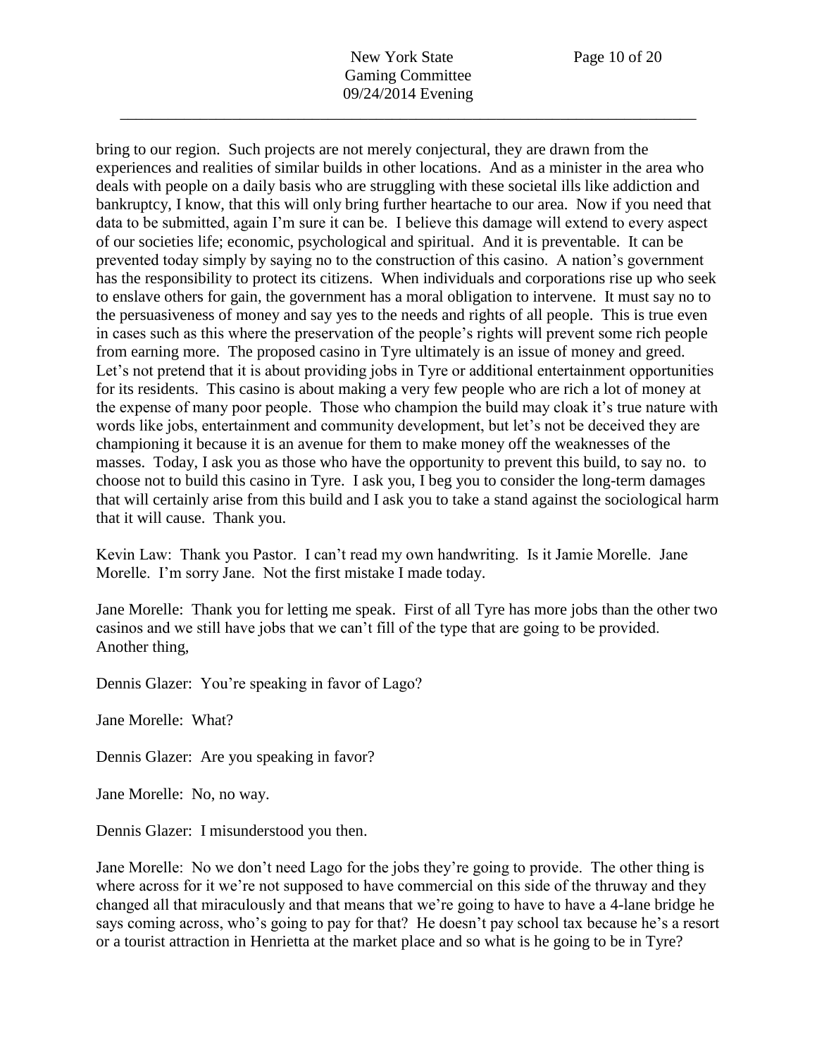bring to our region. Such projects are not merely conjectural, they are drawn from the experiences and realities of similar builds in other locations. And as a minister in the area who deals with people on a daily basis who are struggling with these societal ills like addiction and bankruptcy, I know, that this will only bring further heartache to our area. Now if you need that data to be submitted, again I'm sure it can be. I believe this damage will extend to every aspect of our societies life; economic, psychological and spiritual. And it is preventable. It can be prevented today simply by saying no to the construction of this casino. A nation's government has the responsibility to protect its citizens. When individuals and corporations rise up who seek to enslave others for gain, the government has a moral obligation to intervene. It must say no to the persuasiveness of money and say yes to the needs and rights of all people. This is true even in cases such as this where the preservation of the people's rights will prevent some rich people from earning more. The proposed casino in Tyre ultimately is an issue of money and greed. Let's not pretend that it is about providing jobs in Tyre or additional entertainment opportunities for its residents. This casino is about making a very few people who are rich a lot of money at the expense of many poor people. Those who champion the build may cloak it's true nature with words like jobs, entertainment and community development, but let's not be deceived they are championing it because it is an avenue for them to make money off the weaknesses of the masses. Today, I ask you as those who have the opportunity to prevent this build, to say no. to choose not to build this casino in Tyre. I ask you, I beg you to consider the long-term damages that will certainly arise from this build and I ask you to take a stand against the sociological harm that it will cause. Thank you.

Kevin Law: Thank you Pastor. I can't read my own handwriting. Is it Jamie Morelle. Jane Morelle. I'm sorry Jane. Not the first mistake I made today.

Jane Morelle: Thank you for letting me speak. First of all Tyre has more jobs than the other two casinos and we still have jobs that we can't fill of the type that are going to be provided. Another thing,

Dennis Glazer: You're speaking in favor of Lago?

Jane Morelle: What?

Dennis Glazer: Are you speaking in favor?

Jane Morelle: No, no way.

Dennis Glazer: I misunderstood you then.

Jane Morelle: No we don't need Lago for the jobs they're going to provide. The other thing is where across for it we're not supposed to have commercial on this side of the thruway and they changed all that miraculously and that means that we're going to have to have a 4-lane bridge he says coming across, who's going to pay for that? He doesn't pay school tax because he's a resort or a tourist attraction in Henrietta at the market place and so what is he going to be in Tyre?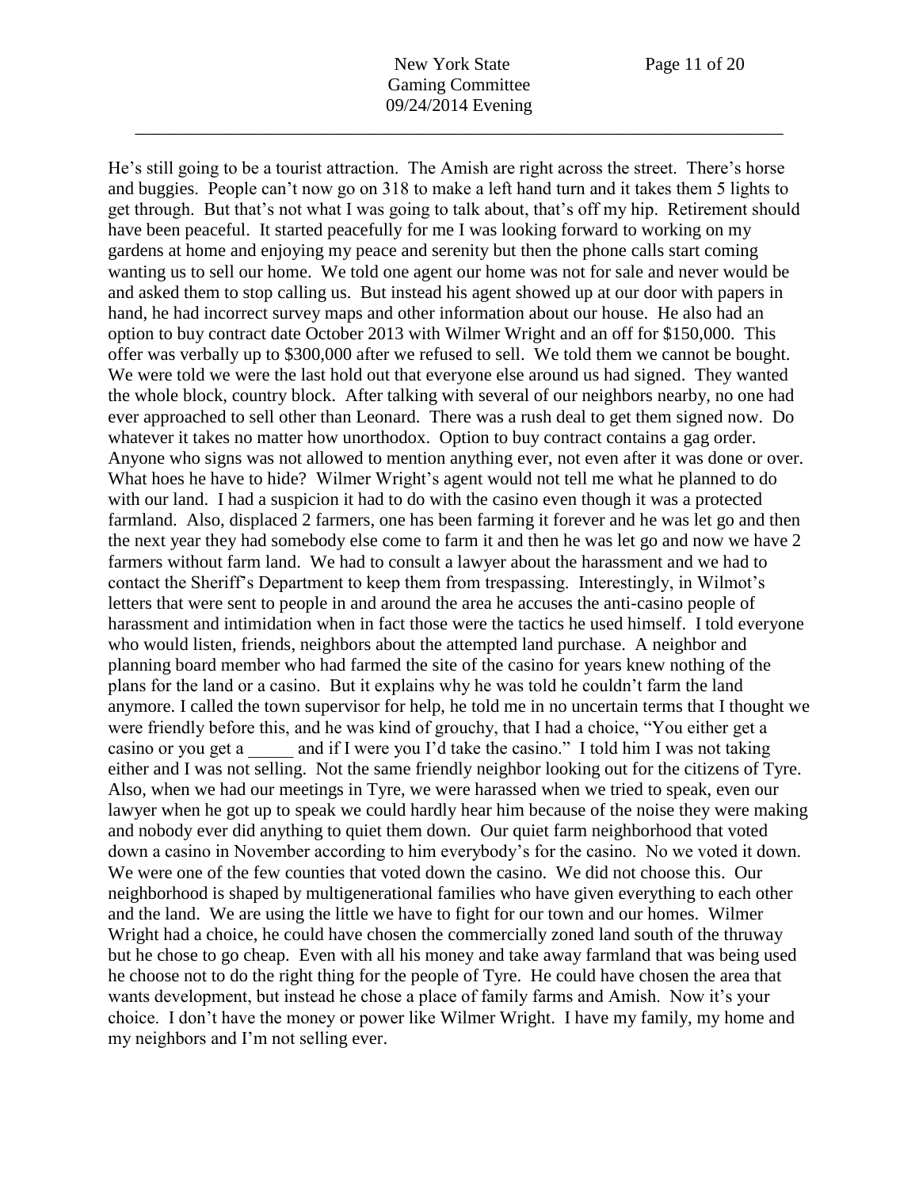He's still going to be a tourist attraction. The Amish are right across the street. There's horse and buggies. People can't now go on 318 to make a left hand turn and it takes them 5 lights to get through. But that's not what I was going to talk about, that's off my hip. Retirement should have been peaceful. It started peacefully for me I was looking forward to working on my gardens at home and enjoying my peace and serenity but then the phone calls start coming wanting us to sell our home. We told one agent our home was not for sale and never would be and asked them to stop calling us. But instead his agent showed up at our door with papers in hand, he had incorrect survey maps and other information about our house. He also had an option to buy contract date October 2013 with Wilmer Wright and an off for $150,000. This offer was verbally up to $300,000 after we refused to sell. We told them we cannot be bought. We were told we were the last hold out that everyone else around us had signed. They wanted the whole block, country block. After talking with several of our neighbors nearby, no one had ever approached to sell other than Leonard. There was a rush deal to get them signed now. Do whatever it takes no matter how unorthodox. Option to buy contract contains a gag order. Anyone who signs was not allowed to mention anything ever, not even after it was done or over. What hoes he have to hide? Wilmer Wright's agent would not tell me what he planned to do with our land. I had a suspicion it had to do with the casino even though it was a protected farmland. Also, displaced 2 farmers, one has been farming it forever and he was let go and then the next year they had somebody else come to farm it and then he was let go and now we have 2 farmers without farm land. We had to consult a lawyer about the harassment and we had to contact the Sheriff's Department to keep them from trespassing. Interestingly, in Wilmot's letters that were sent to people in and around the area he accuses the anti-casino people of harassment and intimidation when in fact those were the tactics he used himself. I told everyone who would listen, friends, neighbors about the attempted land purchase. A neighbor and planning board member who had farmed the site of the casino for years knew nothing of the plans for the land or a casino. But it explains why he was told he couldn't farm the land anymore. I called the town supervisor for help, he told me in no uncertain terms that I thought we were friendly before this, and he was kind of grouchy, that I had a choice, "You either get a casino or you get a _____ and if I were you I'd take the casino." I told him I was not taking either and I was not selling. Not the same friendly neighbor looking out for the citizens of Tyre. Also, when we had our meetings in Tyre, we were harassed when we tried to speak, even our lawyer when he got up to speak we could hardly hear him because of the noise they were making and nobody ever did anything to quiet them down. Our quiet farm neighborhood that voted down a casino in November according to him everybody's for the casino. No we voted it down. We were one of the few counties that voted down the casino. We did not choose this. Our neighborhood is shaped by multigenerational families who have given everything to each other and the land. We are using the little we have to fight for our town and our homes. Wilmer Wright had a choice, he could have chosen the commercially zoned land south of the thruway but he chose to go cheap. Even with all his money and take away farmland that was being used he choose not to do the right thing for the people of Tyre. He could have chosen the area that wants development, but instead he chose a place of family farms and Amish. Now it's your choice. I don't have the money or power like Wilmer Wright. I have my family, my home and my neighbors and I'm not selling ever.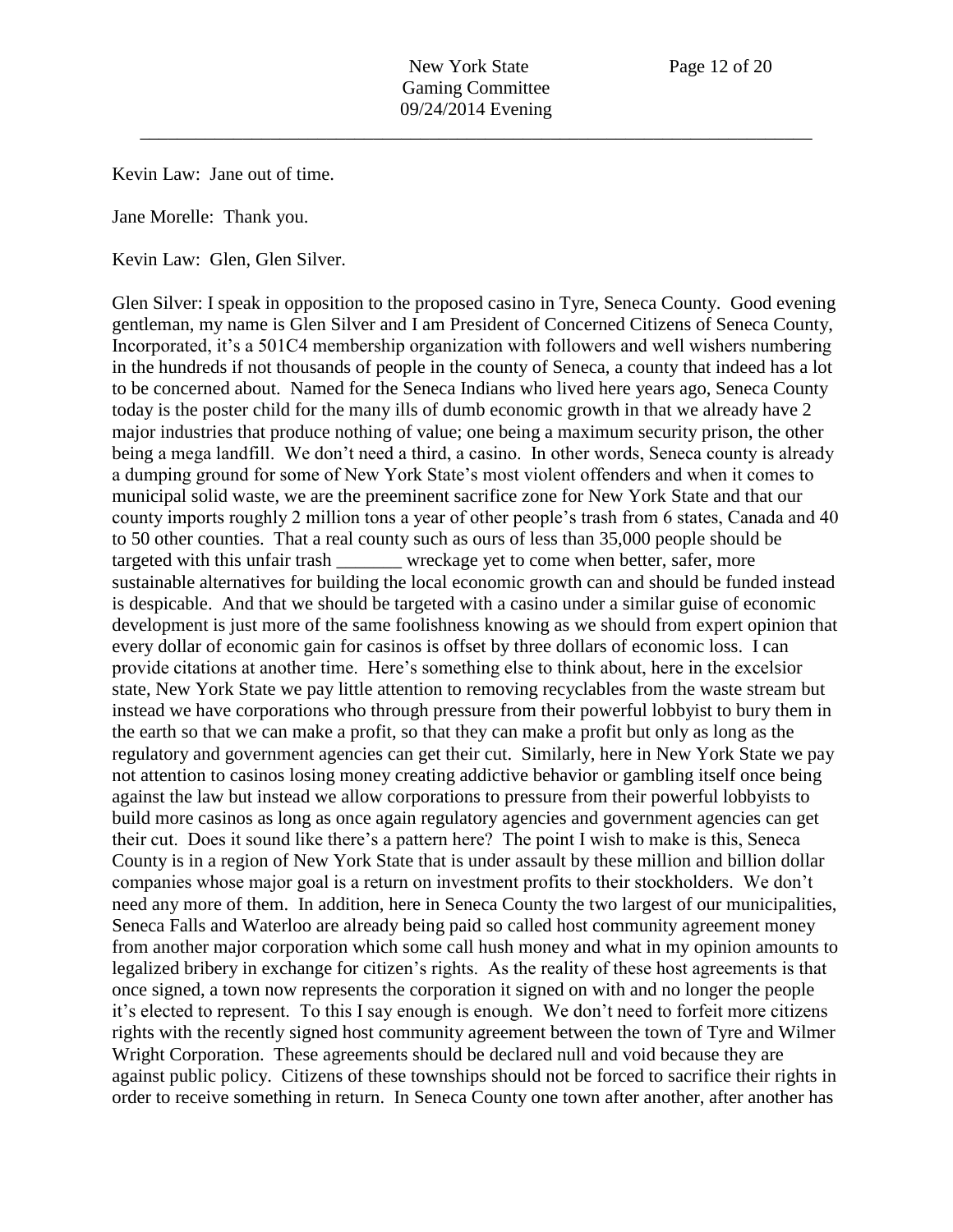Kevin Law: Jane out of time.

Jane Morelle: Thank you.

Kevin Law: Glen, Glen Silver.

Glen Silver: I speak in opposition to the proposed casino in Tyre, Seneca County. Good evening gentleman, my name is Glen Silver and I am President of Concerned Citizens of Seneca County, Incorporated, it's a 501C4 membership organization with followers and well wishers numbering in the hundreds if not thousands of people in the county of Seneca, a county that indeed has a lot to be concerned about. Named for the Seneca Indians who lived here years ago, Seneca County today is the poster child for the many ills of dumb economic growth in that we already have 2 major industries that produce nothing of value; one being a maximum security prison, the other being a mega landfill. We don't need a third, a casino. In other words, Seneca county is already a dumping ground for some of New York State's most violent offenders and when it comes to municipal solid waste, we are the preeminent sacrifice zone for New York State and that our county imports roughly 2 million tons a year of other people's trash from 6 states, Canada and 40 to 50 other counties. That a real county such as ours of less than 35,000 people should be targeted with this unfair trash _______ wreckage yet to come when better, safer, more sustainable alternatives for building the local economic growth can and should be funded instead is despicable. And that we should be targeted with a casino under a similar guise of economic development is just more of the same foolishness knowing as we should from expert opinion that every dollar of economic gain for casinos is offset by three dollars of economic loss. I can provide citations at another time. Here's something else to think about, here in the excelsior state, New York State we pay little attention to removing recyclables from the waste stream but instead we have corporations who through pressure from their powerful lobbyist to bury them in the earth so that we can make a profit, so that they can make a profit but only as long as the regulatory and government agencies can get their cut. Similarly, here in New York State we pay not attention to casinos losing money creating addictive behavior or gambling itself once being against the law but instead we allow corporations to pressure from their powerful lobbyists to build more casinos as long as once again regulatory agencies and government agencies can get their cut. Does it sound like there's a pattern here? The point I wish to make is this, Seneca County is in a region of New York State that is under assault by these million and billion dollar companies whose major goal is a return on investment profits to their stockholders. We don't need any more of them. In addition, here in Seneca County the two largest of our municipalities, Seneca Falls and Waterloo are already being paid so called host community agreement money from another major corporation which some call hush money and what in my opinion amounts to legalized bribery in exchange for citizen's rights. As the reality of these host agreements is that once signed, a town now represents the corporation it signed on with and no longer the people it's elected to represent. To this I say enough is enough. We don't need to forfeit more citizens rights with the recently signed host community agreement between the town of Tyre and Wilmer Wright Corporation. These agreements should be declared null and void because they are against public policy. Citizens of these townships should not be forced to sacrifice their rights in order to receive something in return. In Seneca County one town after another, after another has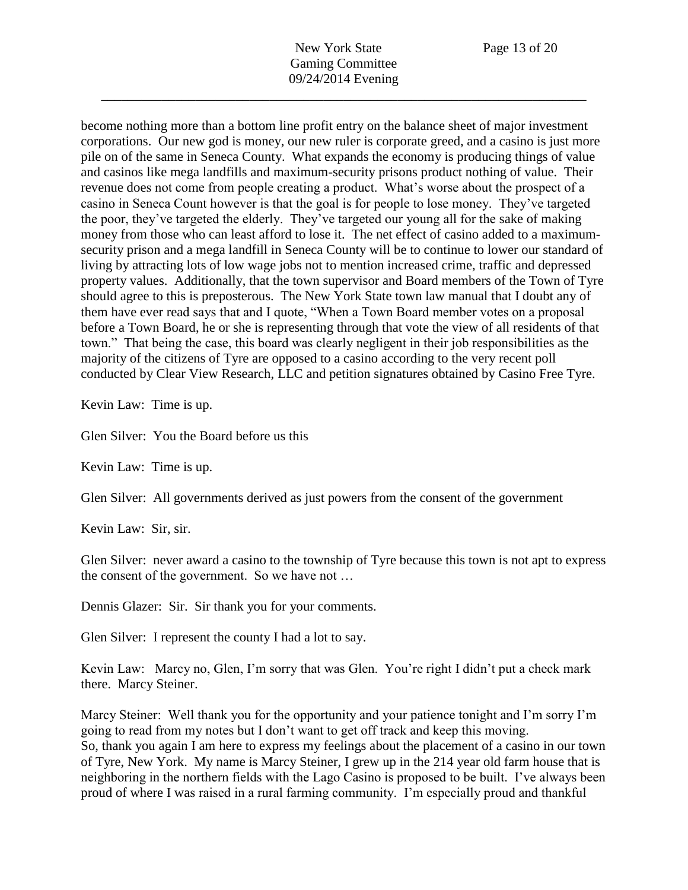become nothing more than a bottom line profit entry on the balance sheet of major investment corporations. Our new god is money, our new ruler is corporate greed, and a casino is just more pile on of the same in Seneca County. What expands the economy is producing things of value and casinos like mega landfills and maximum-security prisons product nothing of value. Their revenue does not come from people creating a product. What's worse about the prospect of a casino in Seneca Count however is that the goal is for people to lose money. They've targeted the poor, they've targeted the elderly. They've targeted our young all for the sake of making money from those who can least afford to lose it. The net effect of casino added to a maximum-security prison and a mega landfill in Seneca County will be to continue to lower our standard of living by attracting lots of low wage jobs not to mention increased crime, traffic and depressed property values. Additionally, that the town supervisor and Board members of the Town of Tyre should agree to this is preposterous. The New York State town law manual that I doubt any of them have ever read says that and I quote, "When a Town Board member votes on a proposal before a Town Board, he or she is representing through that vote the view of all residents of that town." That being the case, this board was clearly negligent in their job responsibilities as the majority of the citizens of Tyre are opposed to a casino according to the very recent poll conducted by Clear View Research, LLC and petition signatures obtained by Casino Free Tyre.

Kevin Law: Time is up.

Glen Silver: You the Board before us this

Kevin Law: Time is up.

Glen Silver: All governments derived as just powers from the consent of the government

Kevin Law: Sir, sir.

Glen Silver: never award a casino to the township of Tyre because this town is not apt to express the consent of the government. So we have not …

Dennis Glazer: Sir. Sir thank you for your comments.

Glen Silver: I represent the county I had a lot to say.

Kevin Law: Marcy no, Glen, I'm sorry that was Glen. You're right I didn't put a check mark there. Marcy Steiner.

Marcy Steiner: Well thank you for the opportunity and your patience tonight and I'm sorry I'm going to read from my notes but I don't want to get off track and keep this moving.
So, thank you again I am here to express my feelings about the placement of a casino in our town of Tyre, New York. My name is Marcy Steiner, I grew up in the 214 year old farm house that is neighboring in the northern fields with the Lago Casino is proposed to be built. I've always been proud of where I was raised in a rural farming community. I'm especially proud and thankful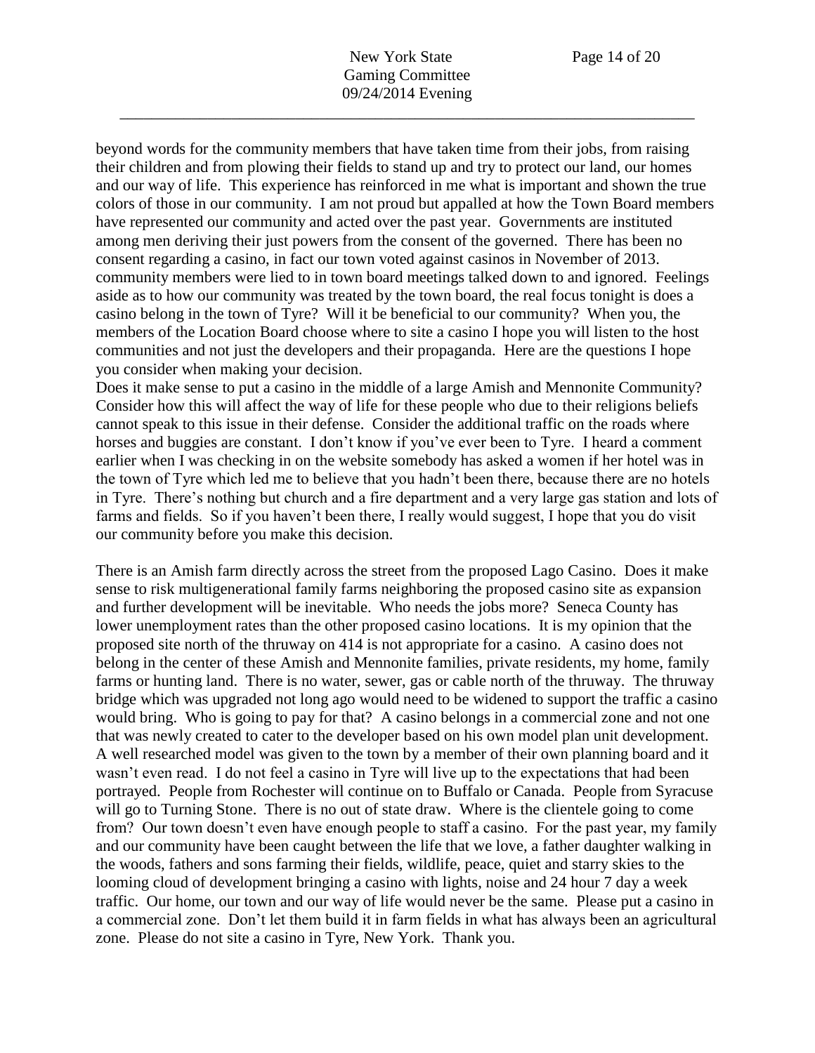beyond words for the community members that have taken time from their jobs, from raising their children and from plowing their fields to stand up and try to protect our land, our homes and our way of life. This experience has reinforced in me what is important and shown the true colors of those in our community. I am not proud but appalled at how the Town Board members have represented our community and acted over the past year. Governments are instituted among men deriving their just powers from the consent of the governed. There has been no consent regarding a casino, in fact our town voted against casinos in November of 2013. community members were lied to in town board meetings talked down to and ignored. Feelings aside as to how our community was treated by the town board, the real focus tonight is does a casino belong in the town of Tyre? Will it be beneficial to our community? When you, the members of the Location Board choose where to site a casino I hope you will listen to the host communities and not just the developers and their propaganda. Here are the questions I hope you consider when making your decision.

Does it make sense to put a casino in the middle of a large Amish and Mennonite Community? Consider how this will affect the way of life for these people who due to their religions beliefs cannot speak to this issue in their defense. Consider the additional traffic on the roads where horses and buggies are constant. I don't know if you've ever been to Tyre. I heard a comment earlier when I was checking in on the website somebody has asked a women if her hotel was in the town of Tyre which led me to believe that you hadn't been there, because there are no hotels in Tyre. There's nothing but church and a fire department and a very large gas station and lots of farms and fields. So if you haven't been there, I really would suggest, I hope that you do visit our community before you make this decision.

There is an Amish farm directly across the street from the proposed Lago Casino. Does it make sense to risk multigenerational family farms neighboring the proposed casino site as expansion and further development will be inevitable. Who needs the jobs more? Seneca County has lower unemployment rates than the other proposed casino locations. It is my opinion that the proposed site north of the thruway on 414 is not appropriate for a casino. A casino does not belong in the center of these Amish and Mennonite families, private residents, my home, family farms or hunting land. There is no water, sewer, gas or cable north of the thruway. The thruway bridge which was upgraded not long ago would need to be widened to support the traffic a casino would bring. Who is going to pay for that? A casino belongs in a commercial zone and not one that was newly created to cater to the developer based on his own model plan unit development. A well researched model was given to the town by a member of their own planning board and it wasn't even read. I do not feel a casino in Tyre will live up to the expectations that had been portrayed. People from Rochester will continue on to Buffalo or Canada. People from Syracuse will go to Turning Stone. There is no out of state draw. Where is the clientele going to come from? Our town doesn't even have enough people to staff a casino. For the past year, my family and our community have been caught between the life that we love, a father daughter walking in the woods, fathers and sons farming their fields, wildlife, peace, quiet and starry skies to the looming cloud of development bringing a casino with lights, noise and 24 hour 7 day a week traffic. Our home, our town and our way of life would never be the same. Please put a casino in a commercial zone. Don't let them build it in farm fields in what has always been an agricultural zone. Please do not site a casino in Tyre, New York. Thank you.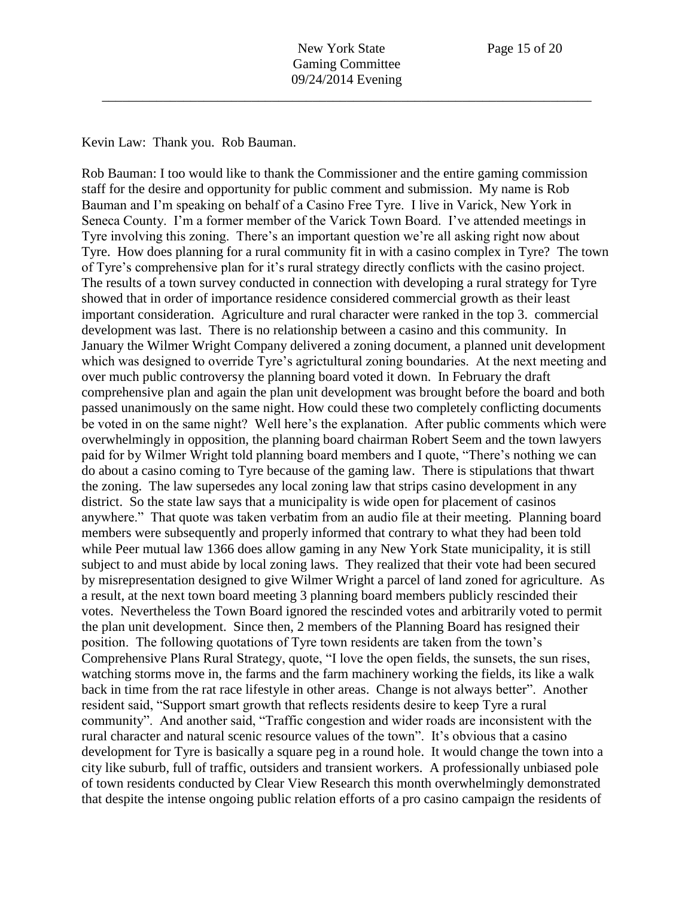Kevin Law: Thank you. Rob Bauman.

Rob Bauman: I too would like to thank the Commissioner and the entire gaming commission staff for the desire and opportunity for public comment and submission. My name is Rob Bauman and I'm speaking on behalf of a Casino Free Tyre. I live in Varick, New York in Seneca County. I'm a former member of the Varick Town Board. I've attended meetings in Tyre involving this zoning. There's an important question we're all asking right now about Tyre. How does planning for a rural community fit in with a casino complex in Tyre? The town of Tyre's comprehensive plan for it's rural strategy directly conflicts with the casino project. The results of a town survey conducted in connection with developing a rural strategy for Tyre showed that in order of importance residence considered commercial growth as their least important consideration. Agriculture and rural character were ranked in the top 3. commercial development was last. There is no relationship between a casino and this community. In January the Wilmer Wright Company delivered a zoning document, a planned unit development which was designed to override Tyre's agrictultural zoning boundaries. At the next meeting and over much public controversy the planning board voted it down. In February the draft comprehensive plan and again the plan unit development was brought before the board and both passed unanimously on the same night. How could these two completely conflicting documents be voted in on the same night? Well here's the explanation. After public comments which were overwhelmingly in opposition, the planning board chairman Robert Seem and the town lawyers paid for by Wilmer Wright told planning board members and I quote, "There's nothing we can do about a casino coming to Tyre because of the gaming law. There is stipulations that thwart the zoning. The law supersedes any local zoning law that strips casino development in any district. So the state law says that a municipality is wide open for placement of casinos anywhere." That quote was taken verbatim from an audio file at their meeting. Planning board members were subsequently and properly informed that contrary to what they had been told while Peer mutual law 1366 does allow gaming in any New York State municipality, it is still subject to and must abide by local zoning laws. They realized that their vote had been secured by misrepresentation designed to give Wilmer Wright a parcel of land zoned for agriculture. As a result, at the next town board meeting 3 planning board members publicly rescinded their votes. Nevertheless the Town Board ignored the rescinded votes and arbitrarily voted to permit the plan unit development. Since then, 2 members of the Planning Board has resigned their position. The following quotations of Tyre town residents are taken from the town's Comprehensive Plans Rural Strategy, quote, "I love the open fields, the sunsets, the sun rises, watching storms move in, the farms and the farm machinery working the fields, its like a walk back in time from the rat race lifestyle in other areas. Change is not always better". Another resident said, "Support smart growth that reflects residents desire to keep Tyre a rural community". And another said, "Traffic congestion and wider roads are inconsistent with the rural character and natural scenic resource values of the town". It's obvious that a casino development for Tyre is basically a square peg in a round hole. It would change the town into a city like suburb, full of traffic, outsiders and transient workers. A professionally unbiased pole of town residents conducted by Clear View Research this month overwhelmingly demonstrated that despite the intense ongoing public relation efforts of a pro casino campaign the residents of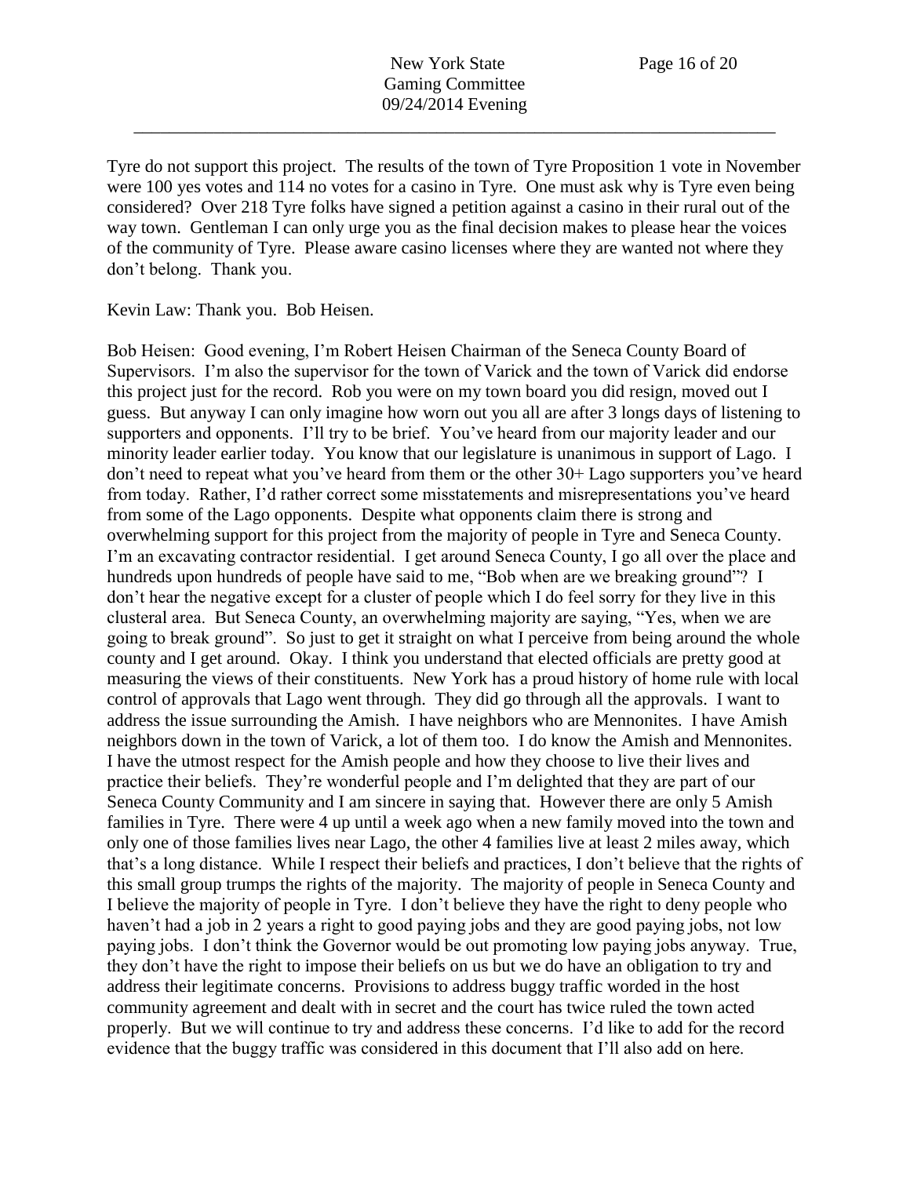Tyre do not support this project. The results of the town of Tyre Proposition 1 vote in November were 100 yes votes and 114 no votes for a casino in Tyre. One must ask why is Tyre even being considered? Over 218 Tyre folks have signed a petition against a casino in their rural out of the way town. Gentleman I can only urge you as the final decision makes to please hear the voices of the community of Tyre. Please aware casino licenses where they are wanted not where they don't belong. Thank you.

Kevin Law: Thank you. Bob Heisen.

Bob Heisen: Good evening, I'm Robert Heisen Chairman of the Seneca County Board of Supervisors. I'm also the supervisor for the town of Varick and the town of Varick did endorse this project just for the record. Rob you were on my town board you did resign, moved out I guess. But anyway I can only imagine how worn out you all are after 3 longs days of listening to supporters and opponents. I'll try to be brief. You've heard from our majority leader and our minority leader earlier today. You know that our legislature is unanimous in support of Lago. I don't need to repeat what you've heard from them or the other 30+ Lago supporters you've heard from today. Rather, I'd rather correct some misstatements and misrepresentations you've heard from some of the Lago opponents. Despite what opponents claim there is strong and overwhelming support for this project from the majority of people in Tyre and Seneca County. I'm an excavating contractor residential. I get around Seneca County, I go all over the place and hundreds upon hundreds of people have said to me, "Bob when are we breaking ground"? I don't hear the negative except for a cluster of people which I do feel sorry for they live in this clusteral area. But Seneca County, an overwhelming majority are saying, "Yes, when we are going to break ground". So just to get it straight on what I perceive from being around the whole county and I get around. Okay. I think you understand that elected officials are pretty good at measuring the views of their constituents. New York has a proud history of home rule with local control of approvals that Lago went through. They did go through all the approvals. I want to address the issue surrounding the Amish. I have neighbors who are Mennonites. I have Amish neighbors down in the town of Varick, a lot of them too. I do know the Amish and Mennonites. I have the utmost respect for the Amish people and how they choose to live their lives and practice their beliefs. They're wonderful people and I'm delighted that they are part of our Seneca County Community and I am sincere in saying that. However there are only 5 Amish families in Tyre. There were 4 up until a week ago when a new family moved into the town and only one of those families lives near Lago, the other 4 families live at least 2 miles away, which that's a long distance. While I respect their beliefs and practices, I don't believe that the rights of this small group trumps the rights of the majority. The majority of people in Seneca County and I believe the majority of people in Tyre. I don't believe they have the right to deny people who haven't had a job in 2 years a right to good paying jobs and they are good paying jobs, not low paying jobs. I don't think the Governor would be out promoting low paying jobs anyway. True, they don't have the right to impose their beliefs on us but we do have an obligation to try and address their legitimate concerns. Provisions to address buggy traffic worded in the host community agreement and dealt with in secret and the court has twice ruled the town acted properly. But we will continue to try and address these concerns. I'd like to add for the record evidence that the buggy traffic was considered in this document that I'll also add on here.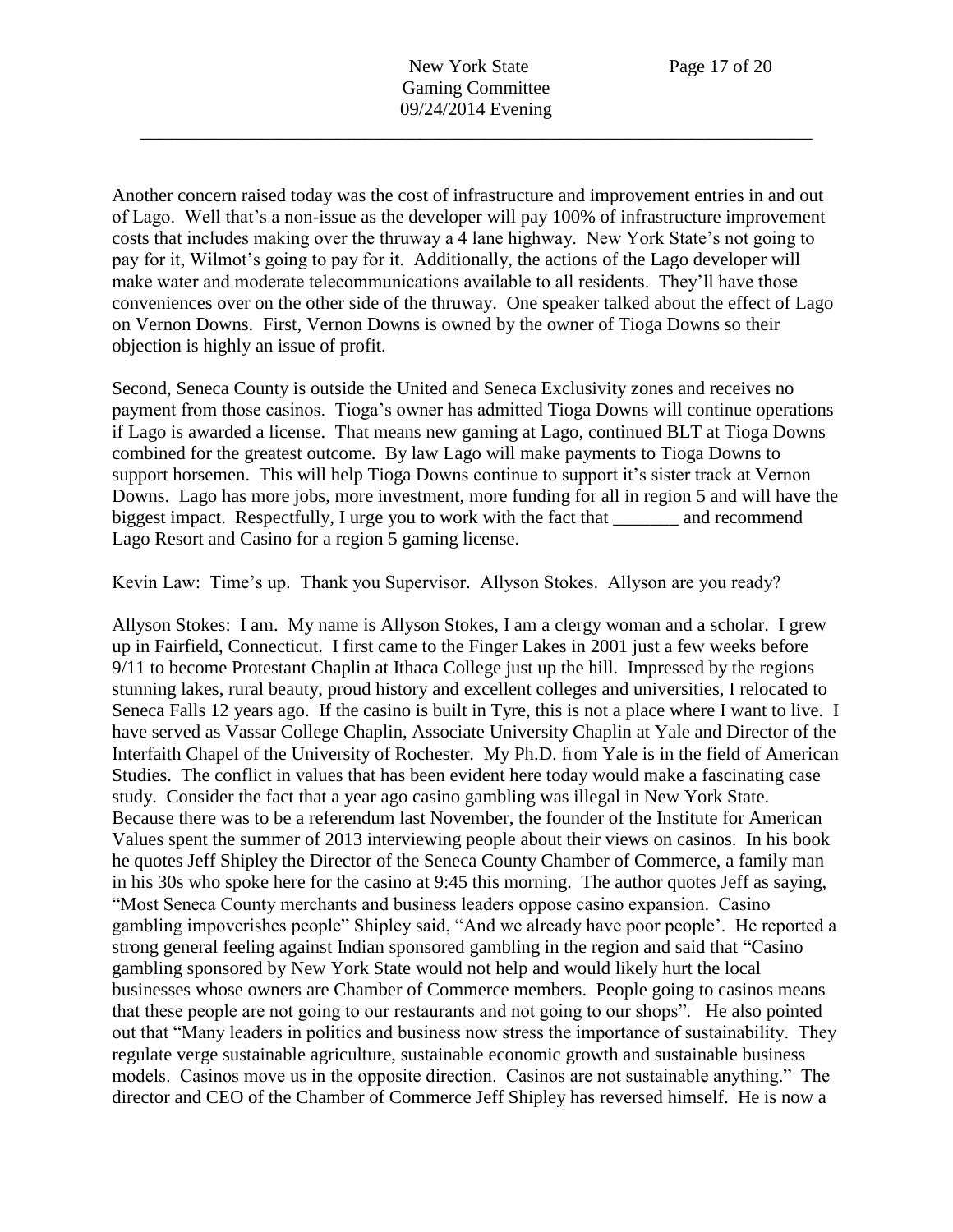Another concern raised today was the cost of infrastructure and improvement entries in and out of Lago. Well that's a non-issue as the developer will pay 100% of infrastructure improvement costs that includes making over the thruway a 4 lane highway. New York State's not going to pay for it, Wilmot's going to pay for it. Additionally, the actions of the Lago developer will make water and moderate telecommunications available to all residents. They'll have those conveniences over on the other side of the thruway. One speaker talked about the effect of Lago on Vernon Downs. First, Vernon Downs is owned by the owner of Tioga Downs so their objection is highly an issue of profit.

Second, Seneca County is outside the United and Seneca Exclusivity zones and receives no payment from those casinos. Tioga's owner has admitted Tioga Downs will continue operations if Lago is awarded a license. That means new gaming at Lago, continued BLT at Tioga Downs combined for the greatest outcome. By law Lago will make payments to Tioga Downs to support horsemen. This will help Tioga Downs continue to support it's sister track at Vernon Downs. Lago has more jobs, more investment, more funding for all in region 5 and will have the biggest impact. Respectfully, I urge you to work with the fact that _______ and recommend Lago Resort and Casino for a region 5 gaming license.

Kevin Law: Time's up. Thank you Supervisor. Allyson Stokes. Allyson are you ready?

Allyson Stokes: I am. My name is Allyson Stokes, I am a clergy woman and a scholar. I grew up in Fairfield, Connecticut. I first came to the Finger Lakes in 2001 just a few weeks before 9/11 to become Protestant Chaplin at Ithaca College just up the hill. Impressed by the regions stunning lakes, rural beauty, proud history and excellent colleges and universities, I relocated to Seneca Falls 12 years ago. If the casino is built in Tyre, this is not a place where I want to live. I have served as Vassar College Chaplin, Associate University Chaplin at Yale and Director of the Interfaith Chapel of the University of Rochester. My Ph.D. from Yale is in the field of American Studies. The conflict in values that has been evident here today would make a fascinating case study. Consider the fact that a year ago casino gambling was illegal in New York State. Because there was to be a referendum last November, the founder of the Institute for American Values spent the summer of 2013 interviewing people about their views on casinos. In his book he quotes Jeff Shipley the Director of the Seneca County Chamber of Commerce, a family man in his 30s who spoke here for the casino at 9:45 this morning. The author quotes Jeff as saying, "Most Seneca County merchants and business leaders oppose casino expansion. Casino gambling impoverishes people" Shipley said, "And we already have poor people'. He reported a strong general feeling against Indian sponsored gambling in the region and said that "Casino gambling sponsored by New York State would not help and would likely hurt the local businesses whose owners are Chamber of Commerce members. People going to casinos means that these people are not going to our restaurants and not going to our shops". He also pointed out that "Many leaders in politics and business now stress the importance of sustainability. They regulate verge sustainable agriculture, sustainable economic growth and sustainable business models. Casinos move us in the opposite direction. Casinos are not sustainable anything." The director and CEO of the Chamber of Commerce Jeff Shipley has reversed himself. He is now a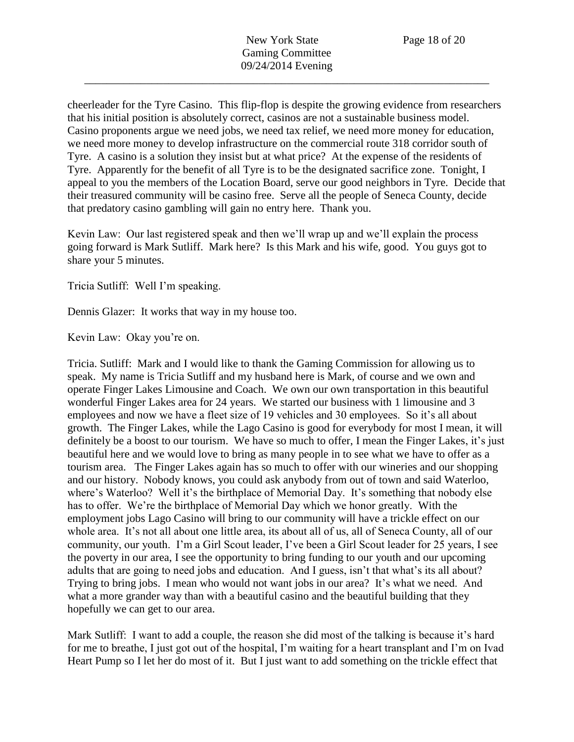cheerleader for the Tyre Casino. This flip-flop is despite the growing evidence from researchers that his initial position is absolutely correct, casinos are not a sustainable business model. Casino proponents argue we need jobs, we need tax relief, we need more money for education, we need more money to develop infrastructure on the commercial route 318 corridor south of Tyre. A casino is a solution they insist but at what price? At the expense of the residents of Tyre. Apparently for the benefit of all Tyre is to be the designated sacrifice zone. Tonight, I appeal to you the members of the Location Board, serve our good neighbors in Tyre. Decide that their treasured community will be casino free. Serve all the people of Seneca County, decide that predatory casino gambling will gain no entry here. Thank you.

Kevin Law: Our last registered speak and then we'll wrap up and we'll explain the process going forward is Mark Sutliff. Mark here? Is this Mark and his wife, good. You guys got to share your 5 minutes.

Tricia Sutliff: Well I'm speaking.

Dennis Glazer: It works that way in my house too.

Kevin Law: Okay you're on.

Tricia. Sutliff: Mark and I would like to thank the Gaming Commission for allowing us to speak. My name is Tricia Sutliff and my husband here is Mark, of course and we own and operate Finger Lakes Limousine and Coach. We own our own transportation in this beautiful wonderful Finger Lakes area for 24 years. We started our business with 1 limousine and 3 employees and now we have a fleet size of 19 vehicles and 30 employees. So it's all about growth. The Finger Lakes, while the Lago Casino is good for everybody for most I mean, it will definitely be a boost to our tourism. We have so much to offer, I mean the Finger Lakes, it's just beautiful here and we would love to bring as many people in to see what we have to offer as a tourism area. The Finger Lakes again has so much to offer with our wineries and our shopping and our history. Nobody knows, you could ask anybody from out of town and said Waterloo, where's Waterloo? Well it's the birthplace of Memorial Day. It's something that nobody else has to offer. We're the birthplace of Memorial Day which we honor greatly. With the employment jobs Lago Casino will bring to our community will have a trickle effect on our whole area. It's not all about one little area, its about all of us, all of Seneca County, all of our community, our youth. I'm a Girl Scout leader, I've been a Girl Scout leader for 25 years, I see the poverty in our area, I see the opportunity to bring funding to our youth and our upcoming adults that are going to need jobs and education. And I guess, isn't that what's its all about? Trying to bring jobs. I mean who would not want jobs in our area? It's what we need. And what a more grander way than with a beautiful casino and the beautiful building that they hopefully we can get to our area.

Mark Sutliff: I want to add a couple, the reason she did most of the talking is because it's hard for me to breathe, I just got out of the hospital, I'm waiting for a heart transplant and I'm on Ivad Heart Pump so I let her do most of it. But I just want to add something on the trickle effect that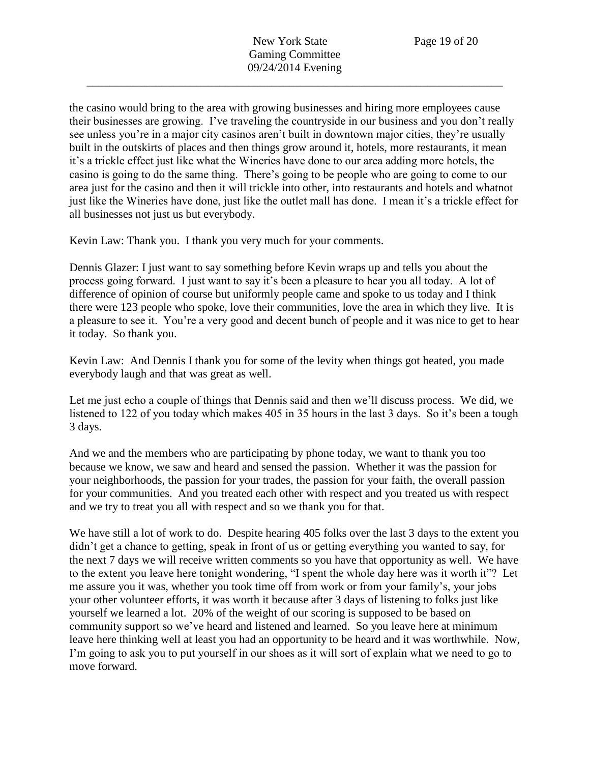the casino would bring to the area with growing businesses and hiring more employees cause their businesses are growing. I've traveling the countryside in our business and you don't really see unless you're in a major city casinos aren't built in downtown major cities, they're usually built in the outskirts of places and then things grow around it, hotels, more restaurants, it mean it's a trickle effect just like what the Wineries have done to our area adding more hotels, the casino is going to do the same thing. There's going to be people who are going to come to our area just for the casino and then it will trickle into other, into restaurants and hotels and whatnot just like the Wineries have done, just like the outlet mall has done. I mean it's a trickle effect for all businesses not just us but everybody.

Kevin Law: Thank you. I thank you very much for your comments.

Dennis Glazer: I just want to say something before Kevin wraps up and tells you about the process going forward. I just want to say it's been a pleasure to hear you all today. A lot of difference of opinion of course but uniformly people came and spoke to us today and I think there were 123 people who spoke, love their communities, love the area in which they live. It is a pleasure to see it. You're a very good and decent bunch of people and it was nice to get to hear it today. So thank you.

Kevin Law: And Dennis I thank you for some of the levity when things got heated, you made everybody laugh and that was great as well.

Let me just echo a couple of things that Dennis said and then we'll discuss process. We did, we listened to 122 of you today which makes 405 in 35 hours in the last 3 days. So it's been a tough 3 days.

And we and the members who are participating by phone today, we want to thank you too because we know, we saw and heard and sensed the passion. Whether it was the passion for your neighborhoods, the passion for your trades, the passion for your faith, the overall passion for your communities. And you treated each other with respect and you treated us with respect and we try to treat you all with respect and so we thank you for that.

We have still a lot of work to do. Despite hearing 405 folks over the last 3 days to the extent you didn't get a chance to getting, speak in front of us or getting everything you wanted to say, for the next 7 days we will receive written comments so you have that opportunity as well. We have to the extent you leave here tonight wondering, "I spent the whole day here was it worth it"? Let me assure you it was, whether you took time off from work or from your family's, your jobs your other volunteer efforts, it was worth it because after 3 days of listening to folks just like yourself we learned a lot. 20% of the weight of our scoring is supposed to be based on community support so we've heard and listened and learned. So you leave here at minimum leave here thinking well at least you had an opportunity to be heard and it was worthwhile. Now, I'm going to ask you to put yourself in our shoes as it will sort of explain what we need to go to move forward.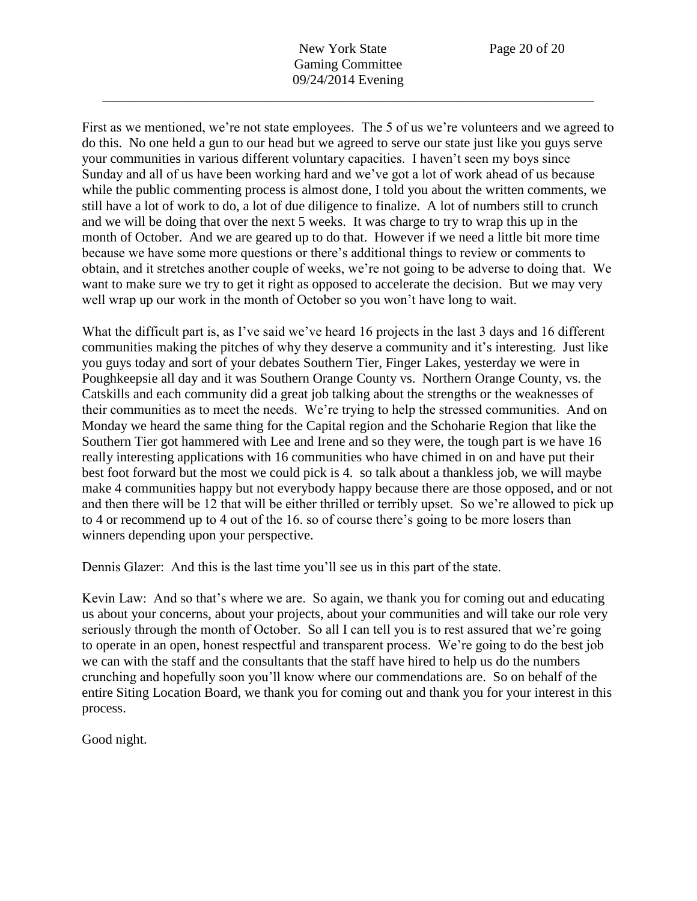First as we mentioned, we're not state employees. The 5 of us we're volunteers and we agreed to do this. No one held a gun to our head but we agreed to serve our state just like you guys serve your communities in various different voluntary capacities. I haven't seen my boys since Sunday and all of us have been working hard and we've got a lot of work ahead of us because while the public commenting process is almost done, I told you about the written comments, we still have a lot of work to do, a lot of due diligence to finalize. A lot of numbers still to crunch and we will be doing that over the next 5 weeks. It was charge to try to wrap this up in the month of October. And we are geared up to do that. However if we need a little bit more time because we have some more questions or there's additional things to review or comments to obtain, and it stretches another couple of weeks, we're not going to be adverse to doing that. We want to make sure we try to get it right as opposed to accelerate the decision. But we may very well wrap up our work in the month of October so you won't have long to wait.

What the difficult part is, as I've said we've heard 16 projects in the last 3 days and 16 different communities making the pitches of why they deserve a community and it's interesting. Just like you guys today and sort of your debates Southern Tier, Finger Lakes, yesterday we were in Poughkeepsie all day and it was Southern Orange County vs. Northern Orange County, vs. the Catskills and each community did a great job talking about the strengths or the weaknesses of their communities as to meet the needs. We're trying to help the stressed communities. And on Monday we heard the same thing for the Capital region and the Schoharie Region that like the Southern Tier got hammered with Lee and Irene and so they were, the tough part is we have 16 really interesting applications with 16 communities who have chimed in on and have put their best foot forward but the most we could pick is 4. so talk about a thankless job, we will maybe make 4 communities happy but not everybody happy because there are those opposed, and or not and then there will be 12 that will be either thrilled or terribly upset. So we're allowed to pick up to 4 or recommend up to 4 out of the 16. so of course there's going to be more losers than winners depending upon your perspective.

Dennis Glazer: And this is the last time you'll see us in this part of the state.

Kevin Law: And so that's where we are. So again, we thank you for coming out and educating us about your concerns, about your projects, about your communities and will take our role very seriously through the month of October. So all I can tell you is to rest assured that we're going to operate in an open, honest respectful and transparent process. We're going to do the best job we can with the staff and the consultants that the staff have hired to help us do the numbers crunching and hopefully soon you'll know where our commendations are. So on behalf of the entire Siting Location Board, we thank you for coming out and thank you for your interest in this process.

Good night.